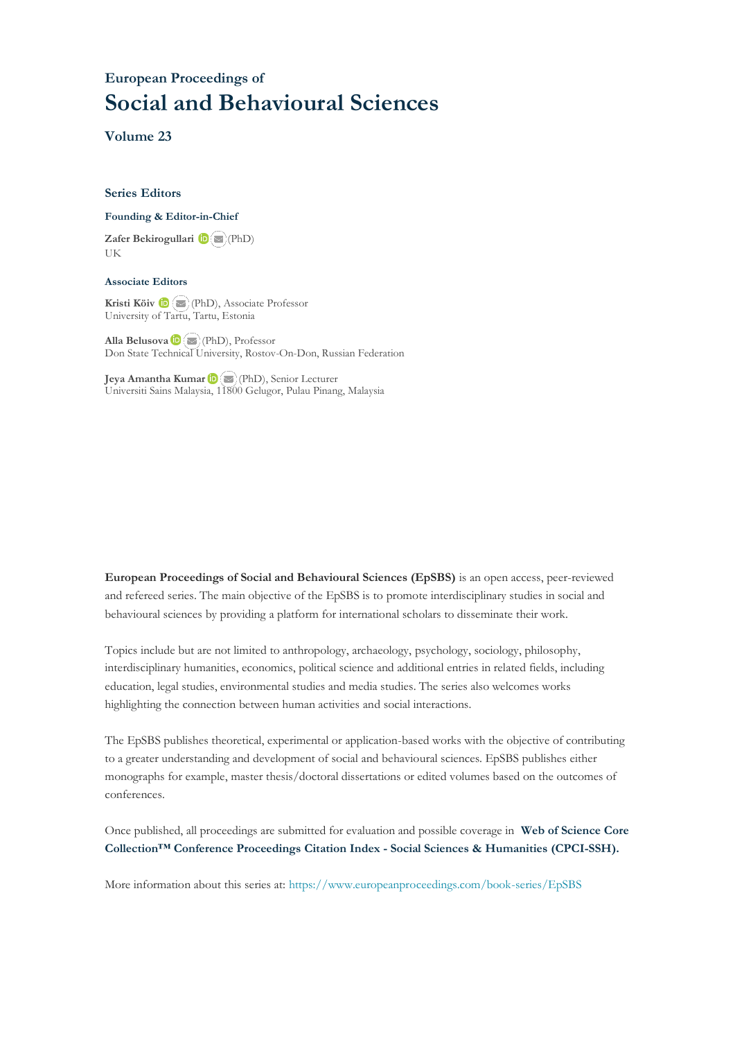European Proceedings of

# Social and Behavioural Sciences

## Volume 23

### Series Editors

**Founding & Editor-in-Chief**

**Zafer Bekirogullari** (PhD)
UK

**Associate Editors**

**Kristi Köiv** (PhD), Associate Professor
University of Tartu, Tartu, Estonia

**Alla Belusova** (PhD), Professor
Don State Technical University, Rostov-On-Don, Russian Federation

**Jeya Amantha Kumar** (PhD), Senior Lecturer
Universiti Sains Malaysia, 11800 Gelugor, Pulau Pinang, Malaysia

**European Proceedings of Social and Behavioural Sciences (EpSBS)** is an open access, peer-reviewed and refereed series. The main objective of the EpSBS is to promote interdisciplinary studies in social and behavioural sciences by providing a platform for international scholars to disseminate their work.

Topics include but are not limited to anthropology, archaeology, psychology, sociology, philosophy, interdisciplinary humanities, economics, political science and additional entries in related fields, including education, legal studies, environmental studies and media studies. The series also welcomes works highlighting the connection between human activities and social interactions.

The EpSBS publishes theoretical, experimental or application-based works with the objective of contributing to a greater understanding and development of social and behavioural sciences. EpSBS publishes either monographs for example, master thesis/doctoral dissertations or edited volumes based on the outcomes of conferences.

Once published, all proceedings are submitted for evaluation and possible coverage in **Web of Science Core Collection™ Conference Proceedings Citation Index - Social Sciences & Humanities (CPCI-SSH).**

More information about this series at: https://www.europeanproceedings.com/book-series/EpSBS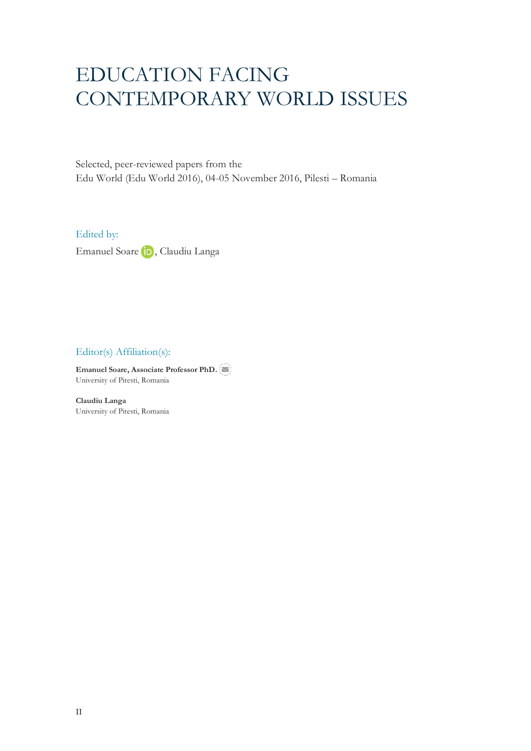# EDUCATION FACING CONTEMPORARY WORLD ISSUES

Selected, peer-reviewed papers from the
Edu World (Edu World 2016), 04-05 November 2016, Pilesti – Romania

Edited by:

Emanuel Soare, Claudiu Langa

Editor(s) Affiliation(s):

**Emanuel Soare, Associate Professor PhD.**
University of Pitesti, Romania

**Claudiu Langa**
University of Pitesti, Romania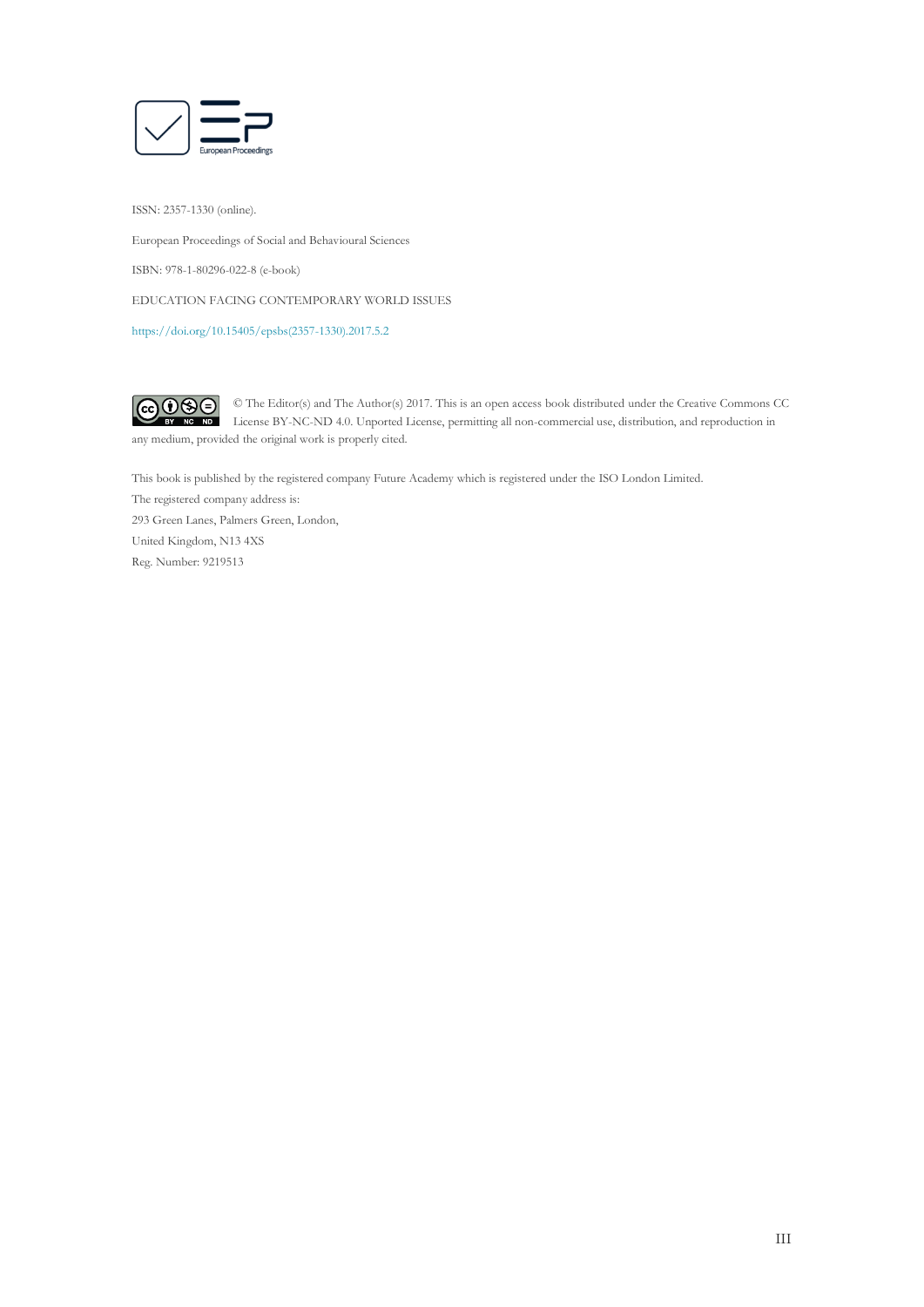European Proceedings

ISSN: 2357-1330 (online).

European Proceedings of Social and Behavioural Sciences

ISBN: 978-1-80296-022-8 (e-book)

EDUCATION FACING CONTEMPORARY WORLD ISSUES

https://doi.org/10.15405/epsbs(2357-1330).2017.5.2

© The Editor(s) and The Author(s) 2017. This is an open access book distributed under the Creative Commons CC License BY-NC-ND 4.0. Unported License, permitting all non-commercial use, distribution, and reproduction in any medium, provided the original work is properly cited.

This book is published by the registered company Future Academy which is registered under the ISO London Limited.

The registered company address is:

293 Green Lanes, Palmers Green, London,

United Kingdom, N13 4XS

Reg. Number: 9219513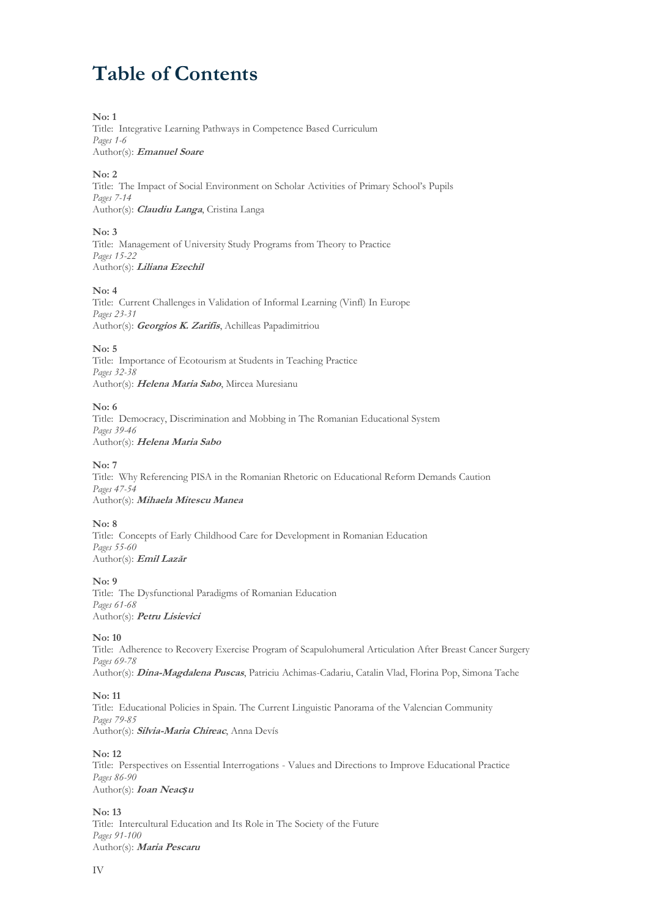# Table of Contents

**No: 1**
Title: Integrative Learning Pathways in Competence Based Curriculum
*Pages 1-6*
Author(s): ***Emanuel Soare***

**No: 2**
Title: The Impact of Social Environment on Scholar Activities of Primary School's Pupils
*Pages 7-14*
Author(s): ***Claudiu Langa***, Cristina Langa

**No: 3**
Title: Management of University Study Programs from Theory to Practice
*Pages 15-22*
Author(s): ***Liliana Ezechil***

**No: 4**
Title: Current Challenges in Validation of Informal Learning (Vinfl) In Europe
*Pages 23-31*
Author(s): ***Georgios K. Zarifis***, Achilleas Papadimitriou

**No: 5**
Title: Importance of Ecotourism at Students in Teaching Practice
*Pages 32-38*
Author(s): ***Helena Maria Sabo***, Mircea Muresianu

**No: 6**
Title: Democracy, Discrimination and Mobbing in The Romanian Educational System
*Pages 39-46*
Author(s): ***Helena Maria Sabo***

**No: 7**
Title: Why Referencing PISA in the Romanian Rhetoric on Educational Reform Demands Caution
*Pages 47-54*
Author(s): ***Mihaela Mitescu Manea***

**No: 8**
Title: Concepts of Early Childhood Care for Development in Romanian Education
*Pages 55-60*
Author(s): ***Emil Lazăr***

**No: 9**
Title: The Dysfunctional Paradigms of Romanian Education
*Pages 61-68*
Author(s): ***Petru Lisievici***

**No: 10**
Title: Adherence to Recovery Exercise Program of Scapulohumeral Articulation After Breast Cancer Surgery
*Pages 69-78*
Author(s): ***Dina-Magdalena Puscas***, Patriciu Achimas-Cadariu, Catalin Vlad, Florina Pop, Simona Tache

**No: 11**
Title: Educational Policies in Spain. The Current Linguistic Panorama of the Valencian Community
*Pages 79-85*
Author(s): ***Silvia-Maria Chireac***, Anna Devís

**No: 12**
Title: Perspectives on Essential Interrogations - Values and Directions to Improve Educational Practice
*Pages 86-90*
Author(s): ***Ioan Neacşu***

**No: 13**
Title: Intercultural Education and Its Role in The Society of the Future
*Pages 91-100*
Author(s): ***Maria Pescaru***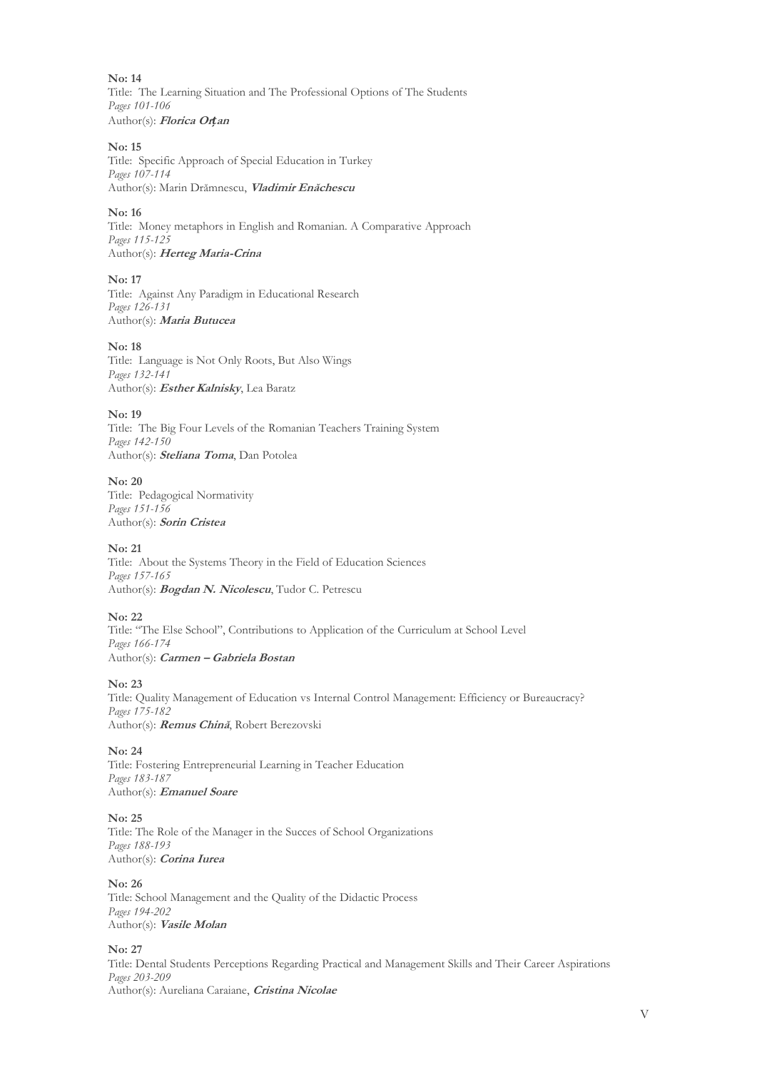**No: 14**
Title: The Learning Situation and The Professional Options of The Students
*Pages 101-106*
Author(s): ***Florica Orțan***

**No: 15**
Title: Specific Approach of Special Education in Turkey
*Pages 107-114*
Author(s): Marin Drămnescu, ***Vladimir Enăchescu***

**No: 16**
Title: Money metaphors in English and Romanian. A Comparative Approach
*Pages 115-125*
Author(s): ***Herteg Maria-Crina***

**No: 17**
Title: Against Any Paradigm in Educational Research
*Pages 126-131*
Author(s): ***Maria Butucea***

**No: 18**
Title: Language is Not Only Roots, But Also Wings
*Pages 132-141*
Author(s): ***Esther Kalnisky***, Lea Baratz

**No: 19**
Title: The Big Four Levels of the Romanian Teachers Training System
*Pages 142-150*
Author(s): ***Steliana Toma***, Dan Potolea

**No: 20**
Title: Pedagogical Normativity
*Pages 151-156*
Author(s): ***Sorin Cristea***

**No: 21**
Title: About the Systems Theory in the Field of Education Sciences
*Pages 157-165*
Author(s): ***Bogdan N. Nicolescu***, Tudor C. Petrescu

**No: 22**
Title: "The Else School", Contributions to Application of the Curriculum at School Level
*Pages 166-174*
Author(s): ***Carmen – Gabriela Bostan***

**No: 23**
Title: Quality Management of Education vs Internal Control Management: Efficiency or Bureaucracy?
*Pages 175-182*
Author(s): ***Remus Chină***, Robert Berezovski

**No: 24**
Title: Fostering Entrepreneurial Learning in Teacher Education
*Pages 183-187*
Author(s): ***Emanuel Soare***

**No: 25**
Title: The Role of the Manager in the Succes of School Organizations
*Pages 188-193*
Author(s): ***Corina Iurea***

**No: 26**
Title: School Management and the Quality of the Didactic Process
*Pages 194-202*
Author(s): ***Vasile Molan***

**No: 27**
Title: Dental Students Perceptions Regarding Practical and Management Skills and Their Career Aspirations
*Pages 203-209*
Author(s): Aureliana Caraiane, ***Cristina Nicolae***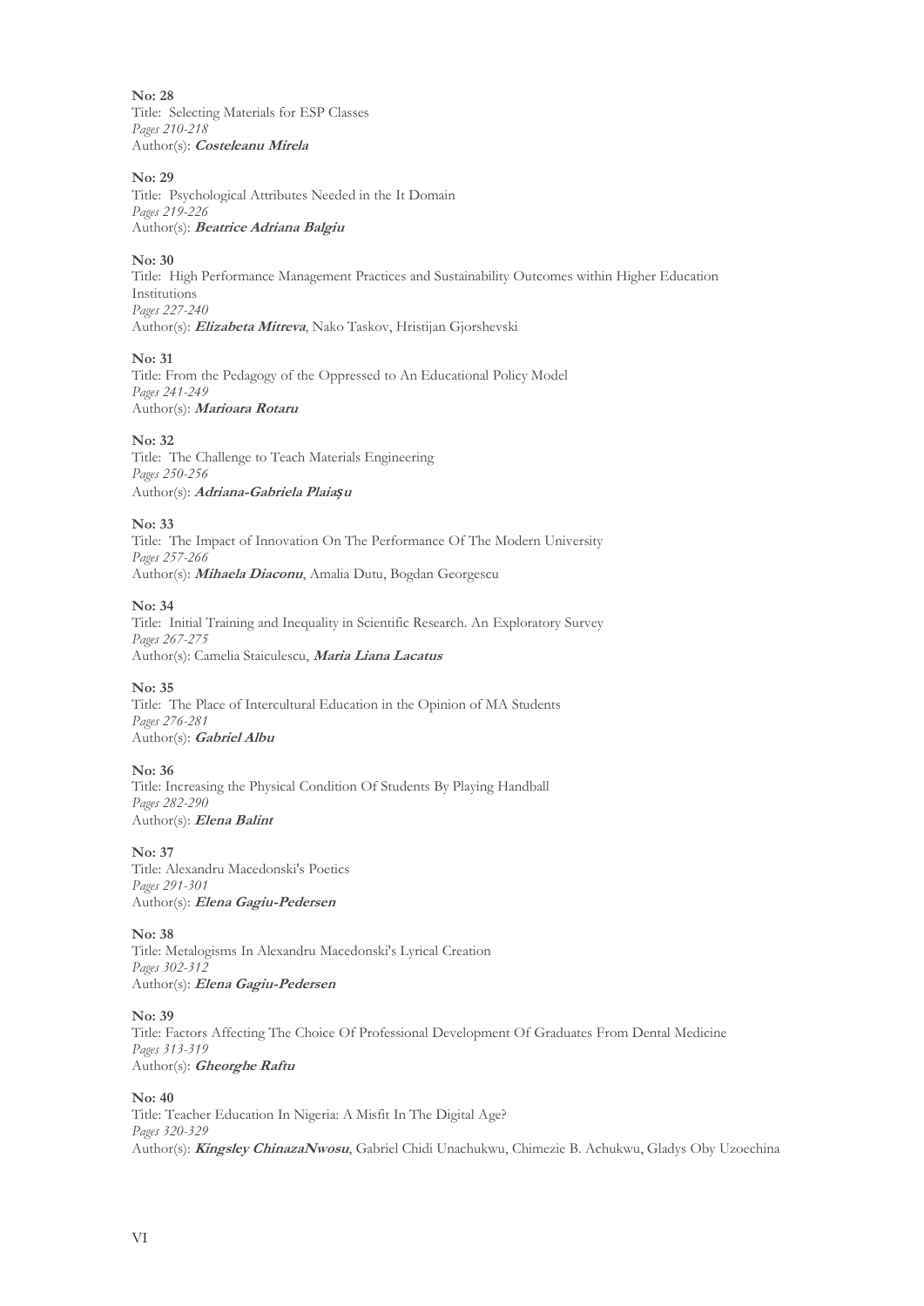**No: 28**
Title: Selecting Materials for ESP Classes
*Pages 210-218*
Author(s): ***Costeleanu Mirela***

**No: 29**
Title: Psychological Attributes Needed in the It Domain
*Pages 219-226*
Author(s): ***Beatrice Adriana Balgiu***

**No: 30**
Title: High Performance Management Practices and Sustainability Outcomes within Higher Education Institutions
*Pages 227-240*
Author(s): ***Elizabeta Mitreva***, Nako Taskov, Hristijan Gjorshevski

**No: 31**
Title: From the Pedagogy of the Oppressed to An Educational Policy Model
*Pages 241-249*
Author(s): ***Marioara Rotaru***

**No: 32**
Title: The Challenge to Teach Materials Engineering
*Pages 250-256*
Author(s): ***Adriana-Gabriela Plaiașu***

**No: 33**
Title: The Impact of Innovation On The Performance Of The Modern University
*Pages 257-266*
Author(s): ***Mihaela Diaconu***, Amalia Dutu, Bogdan Georgescu

**No: 34**
Title: Initial Training and Inequality in Scientific Research. An Exploratory Survey
*Pages 267-275*
Author(s): Camelia Staiculescu, ***Maria Liana Lacatus***

**No: 35**
Title: The Place of Intercultural Education in the Opinion of MA Students
*Pages 276-281*
Author(s): ***Gabriel Albu***

**No: 36**
Title: Increasing the Physical Condition Of Students By Playing Handball
*Pages 282-290*
Author(s): ***Elena Balint***

**No: 37**
Title: Alexandru Macedonski's Poetics
*Pages 291-301*
Author(s): ***Elena Gagiu-Pedersen***

**No: 38**
Title: Metalogisms In Alexandru Macedonski's Lyrical Creation
*Pages 302-312*
Author(s): ***Elena Gagiu-Pedersen***

**No: 39**
Title: Factors Affecting The Choice Of Professional Development Of Graduates From Dental Medicine
*Pages 313-319*
Author(s): ***Gheorghe Raftu***

**No: 40**
Title: Teacher Education In Nigeria: A Misfit In The Digital Age?
*Pages 320-329*
Author(s): ***Kingsley ChinazaNwosu***, Gabriel Chidi Unachukwu, Chimezie B. Achukwu, Gladys Oby Uzoechina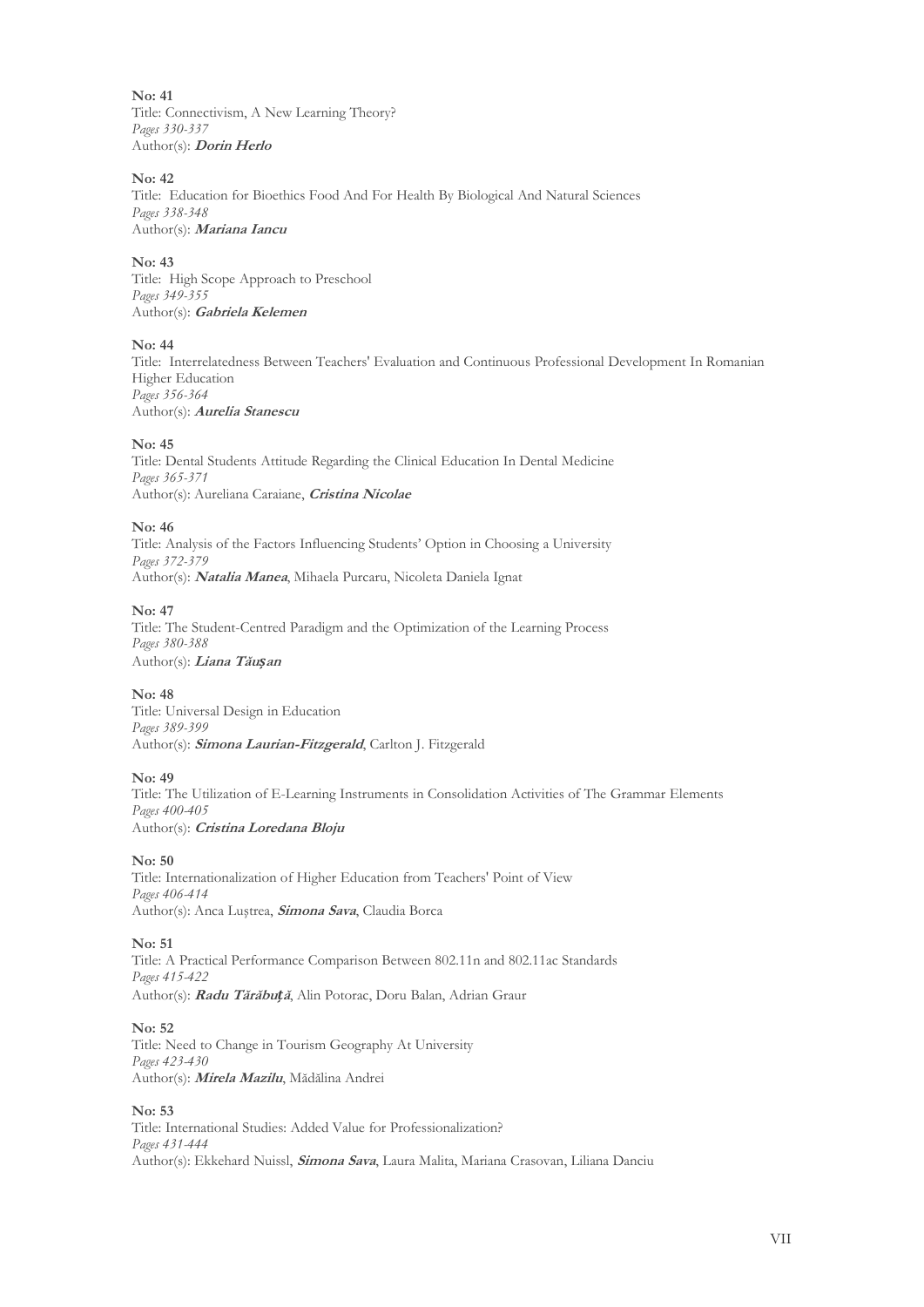**No: 41**
Title: Connectivism, A New Learning Theory?
*Pages 330-337*
Author(s): ***Dorin Herlo***

**No: 42**
Title: Education for Bioethics Food And For Health By Biological And Natural Sciences
*Pages 338-348*
Author(s): ***Mariana Iancu***

**No: 43**
Title: High Scope Approach to Preschool
*Pages 349-355*
Author(s): ***Gabriela Kelemen***

**No: 44**
Title: Interrelatedness Between Teachers' Evaluation and Continuous Professional Development In Romanian Higher Education
*Pages 356-364*
Author(s): ***Aurelia Stanescu***

**No: 45**
Title: Dental Students Attitude Regarding the Clinical Education In Dental Medicine
*Pages 365-371*
Author(s): Aureliana Caraiane, ***Cristina Nicolae***

**No: 46**
Title: Analysis of the Factors Influencing Students' Option in Choosing a University
*Pages 372-379*
Author(s): ***Natalia Manea***, Mihaela Purcaru, Nicoleta Daniela Ignat

**No: 47**
Title: The Student-Centred Paradigm and the Optimization of the Learning Process
*Pages 380-388*
Author(s): ***Liana Tăuşan***

**No: 48**
Title: Universal Design in Education
*Pages 389-399*
Author(s): ***Simona Laurian-Fitzgerald***, Carlton J. Fitzgerald

**No: 49**
Title: The Utilization of E-Learning Instruments in Consolidation Activities of The Grammar Elements
*Pages 400-405*
Author(s): ***Cristina Loredana Bloju***

**No: 50**
Title: Internationalization of Higher Education from Teachers' Point of View
*Pages 406-414*
Author(s): Anca Luştrea, ***Simona Sava***, Claudia Borca

**No: 51**
Title: A Practical Performance Comparison Between 802.11n and 802.11ac Standards
*Pages 415-422*
Author(s): ***Radu Tărăbuţă***, Alin Potorac, Doru Balan, Adrian Graur

**No: 52**
Title: Need to Change in Tourism Geography At University
*Pages 423-430*
Author(s): ***Mirela Mazilu***, Mădălina Andrei

**No: 53**
Title: International Studies: Added Value for Professionalization?
*Pages 431-444*
Author(s): Ekkehard Nuissl, ***Simona Sava***, Laura Malita, Mariana Crasovan, Liliana Danciu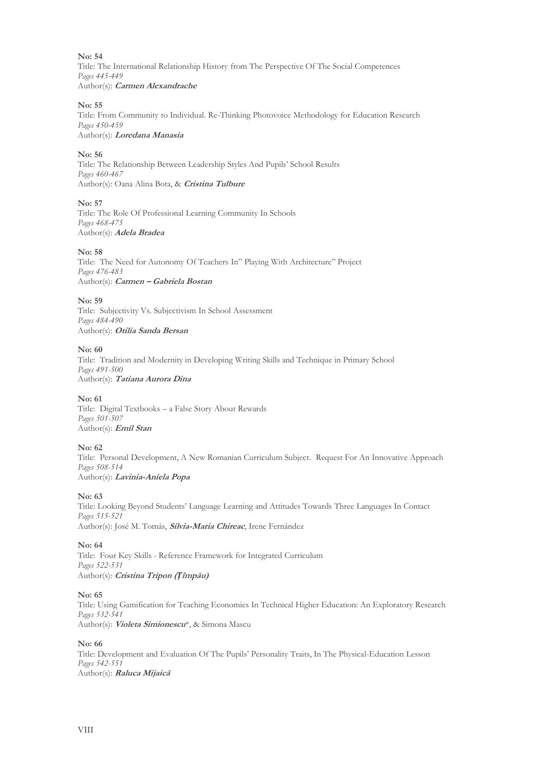**No: 54**
Title: The International Relationship History from The Perspective Of The Social Competences
*Pages 445-449*
Author(s): ***Carmen Alexandrache***

**No: 55**
Title: From Community to Individual. Re-Thinking Photovoice Methodology for Education Research
*Pages 450-459*
Author(s): ***Loredana Manasia***

**No: 56**
Title: The Relationship Between Leadership Styles And Pupils' School Results
*Pages 460-467*
Author(s): Oana Alina Bota, & ***Cristina Tulbure***

**No: 57**
Title: The Role Of Professional Learning Community In Schools
*Pages 468-475*
Author(s): ***Adela Bradea***

**No: 58**
Title: The Need for Autonomy Of Teachers In" Playing With Architecture" Project
*Pages 476-483*
Author(s): ***Carmen – Gabriela Bostan***

**No: 59**
Title: Subjectivity Vs. Subjectivism In School Assessment
*Pages 484-490*
Author(s): ***Otilia Sanda Bersan***

**No: 60**
Title: Tradition and Modernity in Developing Writing Skills and Technique in Primary School
*Pages 491-500*
Author(s): ***Tatiana Aurora Dina***

**No: 61**
Title: Digital Textbooks – a False Story About Rewards
*Pages 501-507*
Author(s): ***Emil Stan***

**No: 62**
Title: Personal Development, A New Romanian Curriculum Subject. Request For An Innovative Approach
*Pages 508-514*
Author(s): ***Lavinia-Aniela Popa***

**No: 63**
Title: Looking Beyond Students' Language Learning and Attitudes Towards Three Languages In Contact
*Pages 515-521*
Author(s): José M. Tomás, ***Silvia-Maria Chireac***, Irene Fernández

**No: 64**
Title: Four Key Skills - Reference Framework for Integrated Curriculum
*Pages 522-531*
Author(s): ***Cristina Tripon (Țîmpău)***

**No: 65**
Title: Using Gamification for Teaching Economics In Technical Higher Education: An Exploratory Research
*Pages 532-541*
Author(s): ***Violeta Simionescu****, & Simona Mascu

**No: 66**
Title: Development and Evaluation Of The Pupils' Personality Traits, In The Physical-Education Lesson
*Pages 542-551*
Author(s): ***Raluca Mijaică***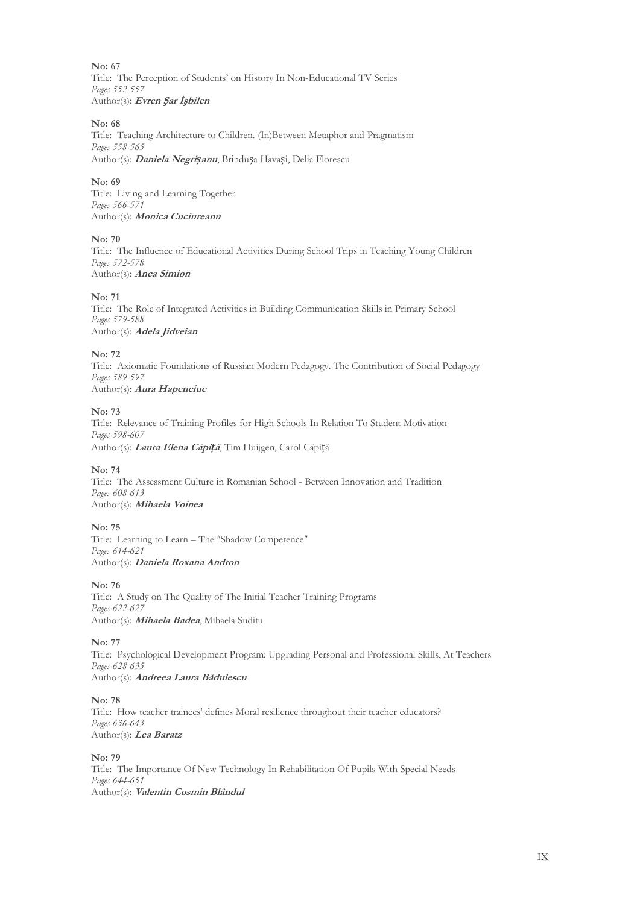**No: 67**
Title: The Perception of Students' on History In Non-Educational TV Series
*Pages 552-557*
Author(s): ***Evren Şar İşbilen***

**No: 68**
Title: Teaching Architecture to Children. (In)Between Metaphor and Pragmatism
*Pages 558-565*
Author(s): ***Daniela Negrişanu***, Brînduşa Havaşi, Delia Florescu

**No: 69**
Title: Living and Learning Together
*Pages 566-571*
Author(s): ***Monica Cuciureanu***

**No: 70**
Title: The Influence of Educational Activities During School Trips in Teaching Young Children
*Pages 572-578*
Author(s): ***Anca Simion***

**No: 71**
Title: The Role of Integrated Activities in Building Communication Skills in Primary School
*Pages 579-588*
Author(s): ***Adela Jidveian***

**No: 72**
Title: Axiomatic Foundations of Russian Modern Pedagogy. The Contribution of Social Pedagogy
*Pages 589-597*
Author(s): ***Aura Hapenciuc***

**No: 73**
Title: Relevance of Training Profiles for High Schools In Relation To Student Motivation
*Pages 598-607*
Author(s): ***Laura Elena Căpiţă***, Tim Huijgen, Carol Căpiţă

**No: 74**
Title: The Assessment Culture in Romanian School - Between Innovation and Tradition
*Pages 608-613*
Author(s): ***Mihaela Voinea***

**No: 75**
Title: Learning to Learn – The ″Shadow Competence″
*Pages 614-621*
Author(s): ***Daniela Roxana Andron***

**No: 76**
Title: A Study on The Quality of The Initial Teacher Training Programs
*Pages 622-627*
Author(s): ***Mihaela Badea***, Mihaela Suditu

**No: 77**
Title: Psychological Development Program: Upgrading Personal and Professional Skills, At Teachers
*Pages 628-635*
Author(s): ***Andreea Laura Bădulescu***

**No: 78**
Title: How teacher trainees' defines Moral resilience throughout their teacher educators?
*Pages 636-643*
Author(s): ***Lea Baratz***

**No: 79**
Title: The Importance Of New Technology In Rehabilitation Of Pupils With Special Needs
*Pages 644-651*
Author(s): ***Valentin Cosmin Blândul***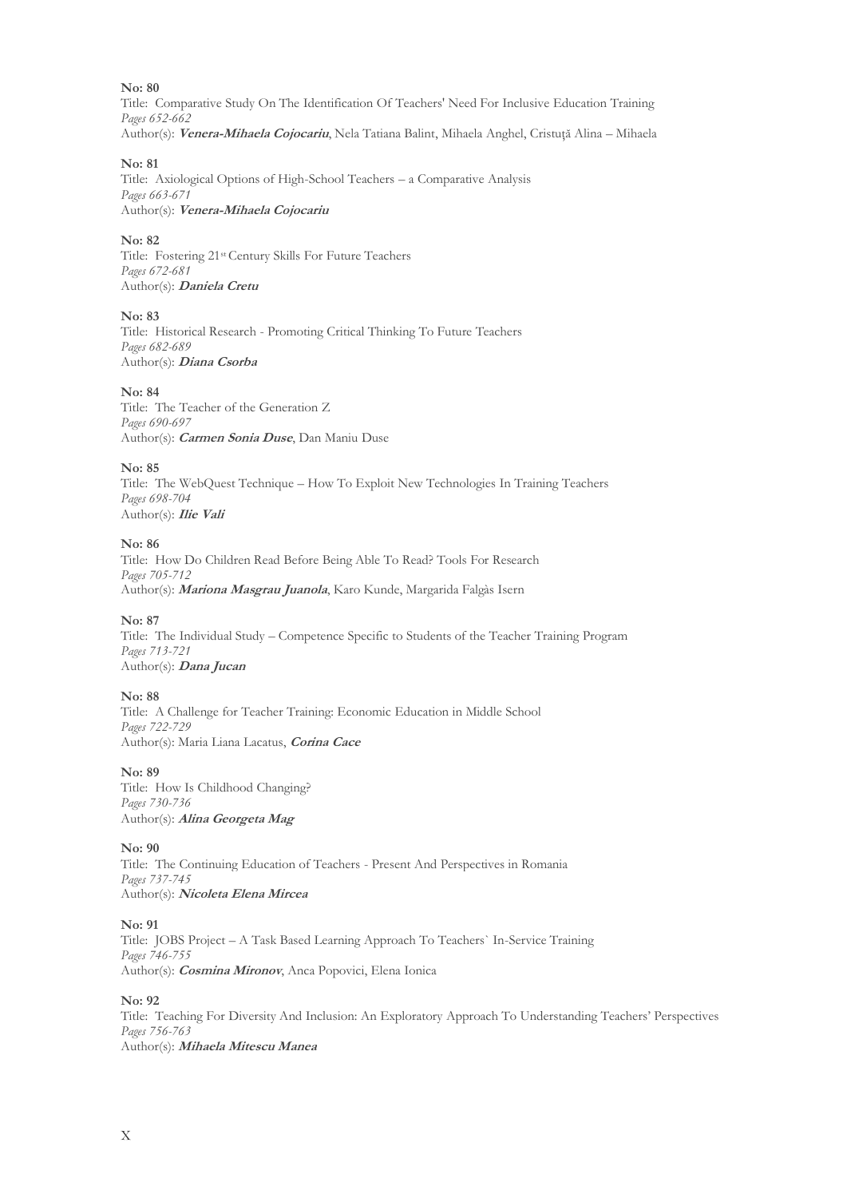**No: 80**
Title: Comparative Study On The Identification Of Teachers' Need For Inclusive Education Training
*Pages 652-662*
Author(s): ***Venera-Mihaela Cojocariu***, Nela Tatiana Balint, Mihaela Anghel, Cristuţă Alina – Mihaela

**No: 81**
Title: Axiological Options of High-School Teachers – a Comparative Analysis
*Pages 663-671*
Author(s): ***Venera-Mihaela Cojocariu***

**No: 82**
Title: Fostering 21st Century Skills For Future Teachers
*Pages 672-681*
Author(s): ***Daniela Cretu***

**No: 83**
Title: Historical Research - Promoting Critical Thinking To Future Teachers
*Pages 682-689*
Author(s): ***Diana Csorba***

**No: 84**
Title: The Teacher of the Generation Z
*Pages 690-697*
Author(s): ***Carmen Sonia Duse***, Dan Maniu Duse

**No: 85**
Title: The WebQuest Technique – How To Exploit New Technologies In Training Teachers
*Pages 698-704*
Author(s): ***Ilie Vali***

**No: 86**
Title: How Do Children Read Before Being Able To Read? Tools For Research
*Pages 705-712*
Author(s): ***Mariona Masgrau Juanola***, Karo Kunde, Margarida Falgàs Isern

**No: 87**
Title: The Individual Study – Competence Specific to Students of the Teacher Training Program
*Pages 713-721*
Author(s): ***Dana Jucan***

**No: 88**
Title: A Challenge for Teacher Training: Economic Education in Middle School
*Pages 722-729*
Author(s): Maria Liana Lacatus, ***Corina Cace***

**No: 89**
Title: How Is Childhood Changing?
*Pages 730-736*
Author(s): ***Alina Georgeta Mag***

**No: 90**
Title: The Continuing Education of Teachers - Present And Perspectives in Romania
*Pages 737-745*
Author(s): ***Nicoleta Elena Mircea***

**No: 91**
Title: JOBS Project – A Task Based Learning Approach To Teachers` In-Service Training
*Pages 746-755*
Author(s): ***Cosmina Mironov***, Anca Popovici, Elena Ionica

**No: 92**
Title: Teaching For Diversity And Inclusion: An Exploratory Approach To Understanding Teachers' Perspectives
*Pages 756-763*
Author(s): ***Mihaela Mitescu Manea***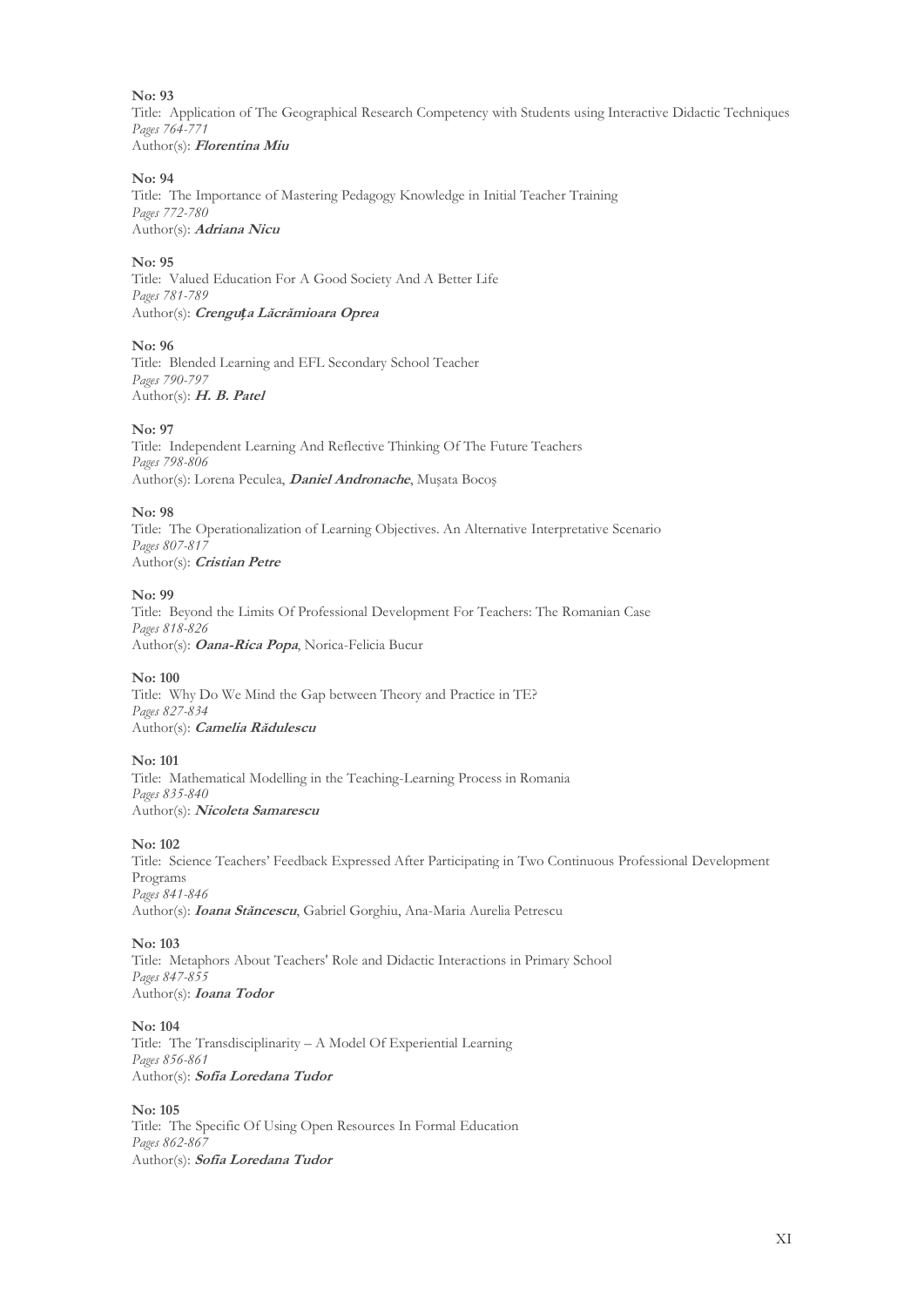**No: 93**
Title: Application of The Geographical Research Competency with Students using Interactive Didactic Techniques
*Pages 764-771*
Author(s): ***Florentina Miu***

**No: 94**
Title: The Importance of Mastering Pedagogy Knowledge in Initial Teacher Training
*Pages 772-780*
Author(s): ***Adriana Nicu***

**No: 95**
Title: Valued Education For A Good Society And A Better Life
*Pages 781-789*
Author(s): ***Crenguța Lăcrămioara Oprea***

**No: 96**
Title: Blended Learning and EFL Secondary School Teacher
*Pages 790-797*
Author(s): ***H. B. Patel***

**No: 97**
Title: Independent Learning And Reflective Thinking Of The Future Teachers
*Pages 798-806*
Author(s): Lorena Peculea, ***Daniel Andronache***, Mușata Bocoș

**No: 98**
Title: The Operationalization of Learning Objectives. An Alternative Interpretative Scenario
*Pages 807-817*
Author(s): ***Cristian Petre***

**No: 99**
Title: Beyond the Limits Of Professional Development For Teachers: The Romanian Case
*Pages 818-826*
Author(s): ***Oana-Rica Popa***, Norica-Felicia Bucur

**No: 100**
Title: Why Do We Mind the Gap between Theory and Practice in TE?
*Pages 827-834*
Author(s): ***Camelia Rădulescu***

**No: 101**
Title: Mathematical Modelling in the Teaching-Learning Process in Romania
*Pages 835-840*
Author(s): ***Nicoleta Samarescu***

**No: 102**
Title: Science Teachers' Feedback Expressed After Participating in Two Continuous Professional Development Programs
*Pages 841-846*
Author(s): ***Ioana Stăncescu***, Gabriel Gorghiu, Ana-Maria Aurelia Petrescu

**No: 103**
Title: Metaphors About Teachers' Role and Didactic Interactions in Primary School
*Pages 847-855*
Author(s): ***Ioana Todor***

**No: 104**
Title: The Transdisciplinarity – A Model Of Experiential Learning
*Pages 856-861*
Author(s): ***Sofia Loredana Tudor***

**No: 105**
Title: The Specific Of Using Open Resources In Formal Education
*Pages 862-867*
Author(s): ***Sofia Loredana Tudor***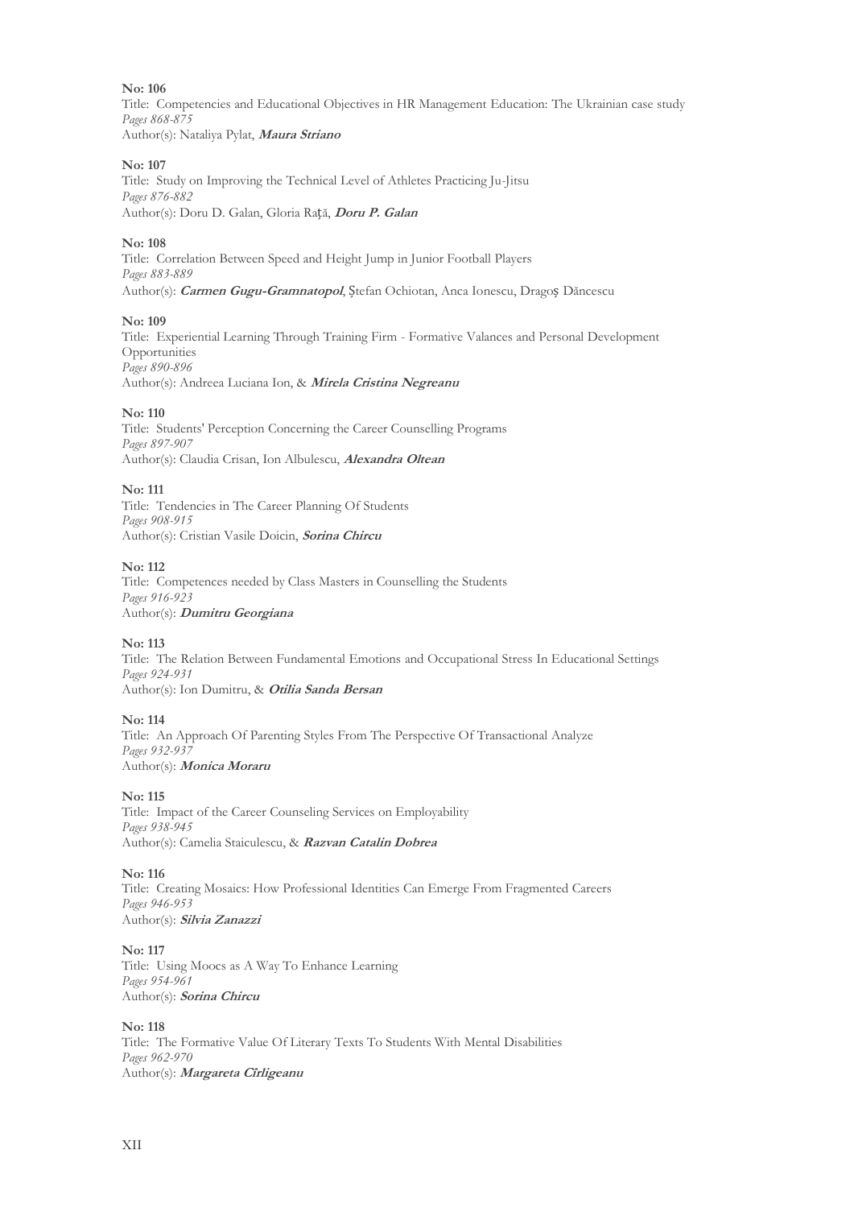**No: 106**
Title: Competencies and Educational Objectives in HR Management Education: The Ukrainian case study
*Pages 868-875*
Author(s): Nataliya Pylat, ***Maura Striano***

**No: 107**
Title: Study on Improving the Technical Level of Athletes Practicing Ju-Jitsu
*Pages 876-882*
Author(s): Doru D. Galan, Gloria Raţă, ***Doru P. Galan***

**No: 108**
Title: Correlation Between Speed and Height Jump in Junior Football Players
*Pages 883-889*
Author(s): ***Carmen Gugu-Gramnatopol***, Ştefan Ochiotan, Anca Ionescu, Dragoş Dăncescu

**No: 109**
Title: Experiential Learning Through Training Firm - Formative Valances and Personal Development Opportunities
*Pages 890-896*
Author(s): Andreea Luciana Ion, & ***Mirela Cristina Negreanu***

**No: 110**
Title: Students' Perception Concerning the Career Counselling Programs
*Pages 897-907*
Author(s): Claudia Crisan, Ion Albulescu, ***Alexandra Oltean***

**No: 111**
Title: Tendencies in The Career Planning Of Students
*Pages 908-915*
Author(s): Cristian Vasile Doicin, ***Sorina Chircu***

**No: 112**
Title: Competences needed by Class Masters in Counselling the Students
*Pages 916-923*
Author(s): ***Dumitru Georgiana***

**No: 113**
Title: The Relation Between Fundamental Emotions and Occupational Stress In Educational Settings
*Pages 924-931*
Author(s): Ion Dumitru, & ***Otilia Sanda Bersan***

**No: 114**
Title: An Approach Of Parenting Styles From The Perspective Of Transactional Analyze
*Pages 932-937*
Author(s): ***Monica Moraru***

**No: 115**
Title: Impact of the Career Counseling Services on Employability
*Pages 938-945*
Author(s): Camelia Staiculescu, & ***Razvan Catalin Dobrea***

**No: 116**
Title: Creating Mosaics: How Professional Identities Can Emerge From Fragmented Careers
*Pages 946-953*
Author(s): ***Silvia Zanazzi***

**No: 117**
Title: Using Moocs as A Way To Enhance Learning
*Pages 954-961*
Author(s): ***Sorina Chircu***

**No: 118**
Title: The Formative Value Of Literary Texts To Students With Mental Disabilities
*Pages 962-970*
Author(s): ***Margareta Cîrligeanu***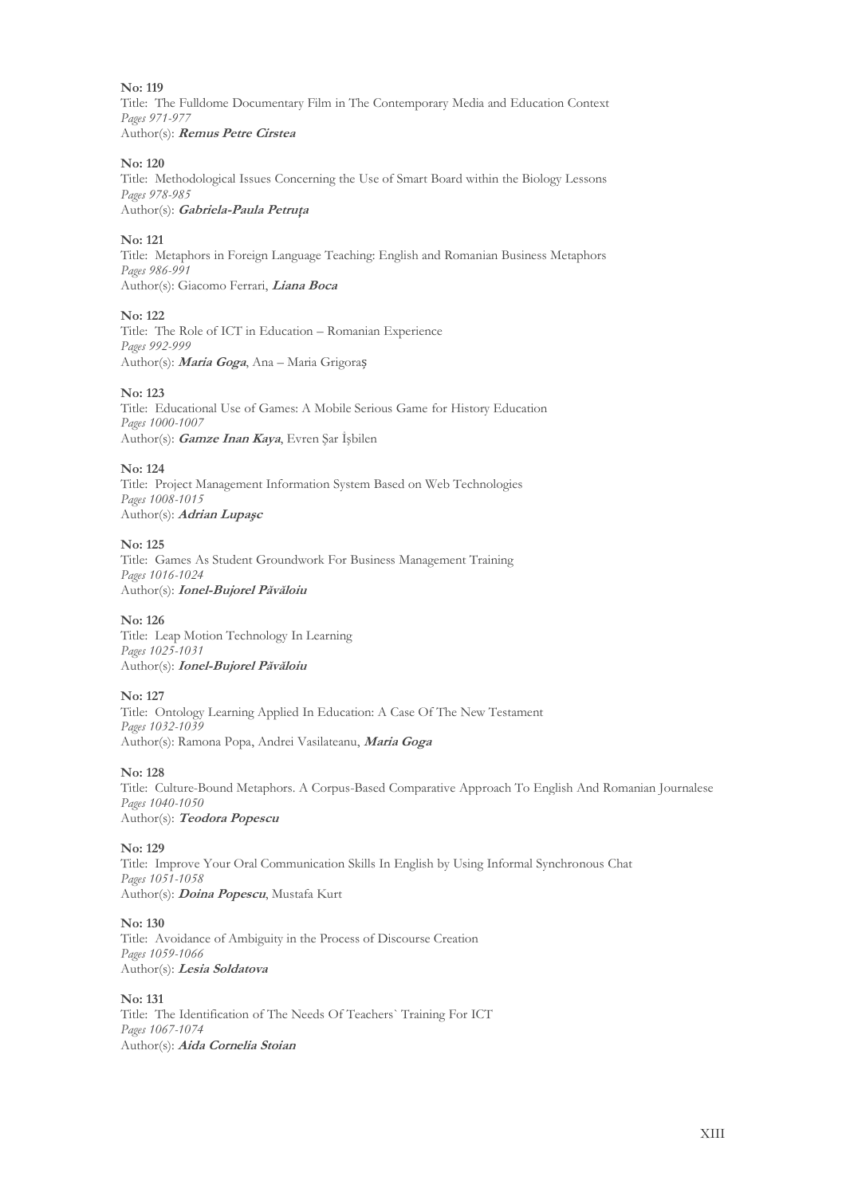**No: 119**
Title: The Fulldome Documentary Film in The Contemporary Media and Education Context
*Pages 971-977*
Author(s): ***Remus Petre Cirstea***

**No: 120**
Title: Methodological Issues Concerning the Use of Smart Board within the Biology Lessons
*Pages 978-985*
Author(s): ***Gabriela-Paula Petruța***

**No: 121**
Title: Metaphors in Foreign Language Teaching: English and Romanian Business Metaphors
*Pages 986-991*
Author(s): Giacomo Ferrari, ***Liana Boca***

**No: 122**
Title: The Role of ICT in Education – Romanian Experience
*Pages 992-999*
Author(s): ***Maria Goga***, Ana – Maria Grigoraș

**No: 123**
Title: Educational Use of Games: A Mobile Serious Game for History Education
*Pages 1000-1007*
Author(s): ***Gamze Inan Kaya***, Evren Şar İşbilen

**No: 124**
Title: Project Management Information System Based on Web Technologies
*Pages 1008-1015*
Author(s): ***Adrian Lupaşc***

**No: 125**
Title: Games As Student Groundwork For Business Management Training
*Pages 1016-1024*
Author(s): ***Ionel-Bujorel Păvăloiu***

**No: 126**
Title: Leap Motion Technology In Learning
*Pages 1025-1031*
Author(s): ***Ionel-Bujorel Păvăloiu***

**No: 127**
Title: Ontology Learning Applied In Education: A Case Of The New Testament
*Pages 1032-1039*
Author(s): Ramona Popa, Andrei Vasilateanu, ***Maria Goga***

**No: 128**
Title: Culture-Bound Metaphors. A Corpus-Based Comparative Approach To English And Romanian Journalese
*Pages 1040-1050*
Author(s): ***Teodora Popescu***

**No: 129**
Title: Improve Your Oral Communication Skills In English by Using Informal Synchronous Chat
*Pages 1051-1058*
Author(s): ***Doina Popescu***, Mustafa Kurt

**No: 130**
Title: Avoidance of Ambiguity in the Process of Discourse Creation
*Pages 1059-1066*
Author(s): ***Lesia Soldatova***

**No: 131**
Title: The Identification of The Needs Of Teachers` Training For ICT
*Pages 1067-1074*
Author(s): ***Aida Cornelia Stoian***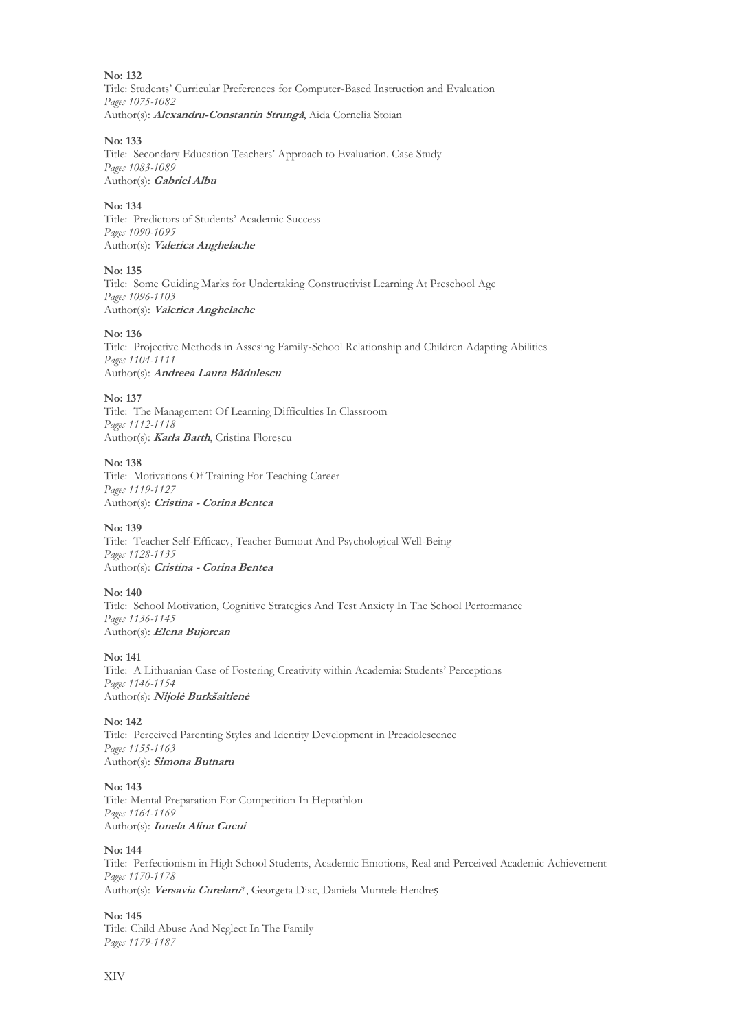**No: 132**
Title: Students' Curricular Preferences for Computer-Based Instruction and Evaluation
*Pages 1075-1082*
Author(s): ***Alexandru-Constantin Strungă***, Aida Cornelia Stoian

**No: 133**
Title: Secondary Education Teachers' Approach to Evaluation. Case Study
*Pages 1083-1089*
Author(s): ***Gabriel Albu***

**No: 134**
Title: Predictors of Students' Academic Success
*Pages 1090-1095*
Author(s): ***Valerica Anghelache***

**No: 135**
Title: Some Guiding Marks for Undertaking Constructivist Learning At Preschool Age
*Pages 1096-1103*
Author(s): ***Valerica Anghelache***

**No: 136**
Title: Projective Methods in Assesing Family-School Relationship and Children Adapting Abilities
*Pages 1104-1111*
Author(s): ***Andreea Laura Bădulescu***

**No: 137**
Title: The Management Of Learning Difficulties In Classroom
*Pages 1112-1118*
Author(s): ***Karla Barth***, Cristina Florescu

**No: 138**
Title: Motivations Of Training For Teaching Career
*Pages 1119-1127*
Author(s): ***Cristina - Corina Bentea***

**No: 139**
Title: Teacher Self-Efficacy, Teacher Burnout And Psychological Well-Being
*Pages 1128-1135*
Author(s): ***Cristina - Corina Bentea***

**No: 140**
Title: School Motivation, Cognitive Strategies And Test Anxiety In The School Performance
*Pages 1136-1145*
Author(s): ***Elena Bujorean***

**No: 141**
Title: A Lithuanian Case of Fostering Creativity within Academia: Students' Perceptions
*Pages 1146-1154*
Author(s): ***Nijolė Burkšaitienė***

**No: 142**
Title: Perceived Parenting Styles and Identity Development in Preadolescence
*Pages 1155-1163*
Author(s): ***Simona Butnaru***

**No: 143**
Title: Mental Preparation For Competition In Heptathlon
*Pages 1164-1169*
Author(s): ***Ionela Alina Cucui***

**No: 144**
Title: Perfectionism in High School Students, Academic Emotions, Real and Perceived Academic Achievement
*Pages 1170-1178*
Author(s): ***Versavia Curelaru****, Georgeta Diac, Daniela Muntele Hendreș

**No: 145**
Title: Child Abuse And Neglect In The Family
*Pages 1179-1187*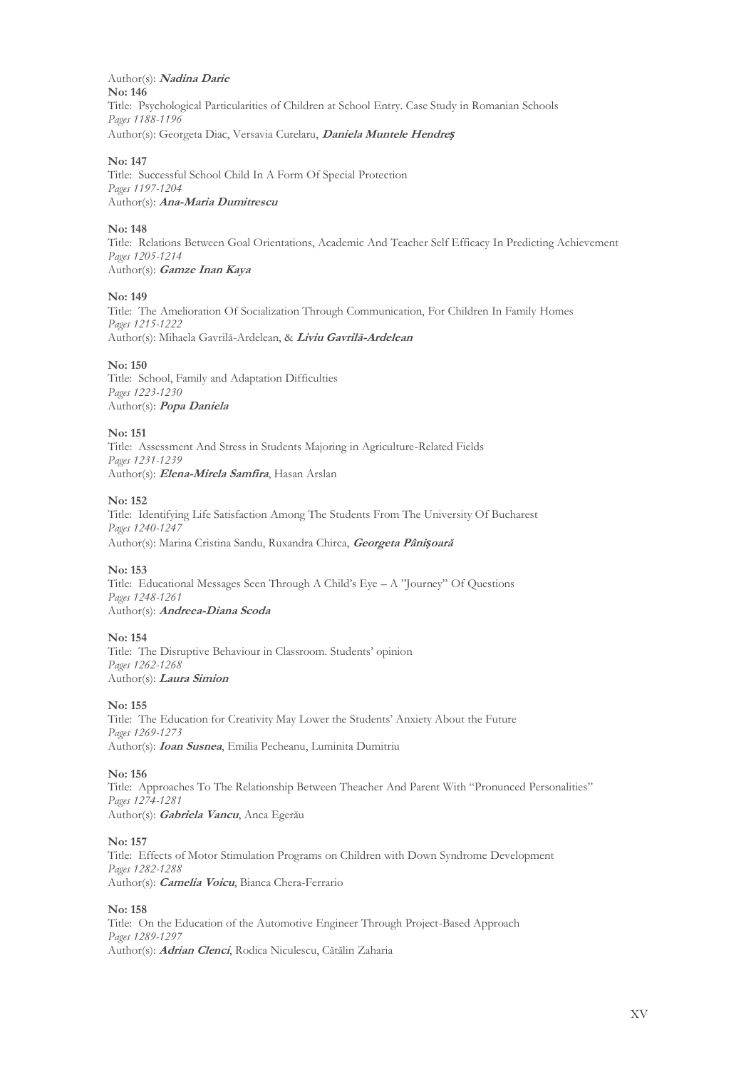Author(s): ***Nadina Darie***
**No: 146**
Title: Psychological Particularities of Children at School Entry. Case Study in Romanian Schools
*Pages 1188-1196*
Author(s): Georgeta Diac, Versavia Curelaru, ***Daniela Muntele Hendreș***

**No: 147**
Title: Successful School Child In A Form Of Special Protection
*Pages 1197-1204*
Author(s): ***Ana-Maria Dumitrescu***

**No: 148**
Title: Relations Between Goal Orientations, Academic And Teacher Self Efficacy In Predicting Achievement
*Pages 1205-1214*
Author(s): ***Gamze Inan Kaya***

**No: 149**
Title: The Amelioration Of Socialization Through Communication, For Children In Family Homes
*Pages 1215-1222*
Author(s): Mihaela Gavrilă-Ardelean, & ***Liviu Gavrilă-Ardelean***

**No: 150**
Title: School, Family and Adaptation Difficulties
*Pages 1223-1230*
Author(s): ***Popa Daniela***

**No: 151**
Title: Assessment And Stress in Students Majoring in Agriculture-Related Fields
*Pages 1231-1239*
Author(s): ***Elena-Mirela Samfira***, Hasan Arslan

**No: 152**
Title: Identifying Life Satisfaction Among The Students From The University Of Bucharest
*Pages 1240-1247*
Author(s): Marina Cristina Sandu, Ruxandra Chirca, ***Georgeta Pânișoară***

**No: 153**
Title: Educational Messages Seen Through A Child's Eye – A "Journey" Of Questions
*Pages 1248-1261*
Author(s): ***Andreea-Diana Scoda***

**No: 154**
Title: The Disruptive Behaviour in Classroom. Students' opinion
*Pages 1262-1268*
Author(s): ***Laura Simion***

**No: 155**
Title: The Education for Creativity May Lower the Students' Anxiety About the Future
*Pages 1269-1273*
Author(s): ***Ioan Susnea***, Emilia Pecheanu, Luminita Dumitriu

**No: 156**
Title: Approaches To The Relationship Between Theacher And Parent With "Pronunced Personalities"
*Pages 1274-1281*
Author(s): ***Gabriela Vancu***, Anca Egerău

**No: 157**
Title: Effects of Motor Stimulation Programs on Children with Down Syndrome Development
*Pages 1282-1288*
Author(s): ***Camelia Voicu***, Bianca Chera-Ferrario

**No: 158**
Title: On the Education of the Automotive Engineer Through Project-Based Approach
*Pages 1289-1297*
Author(s): ***Adrian Clenci***, Rodica Niculescu, Cătălin Zaharia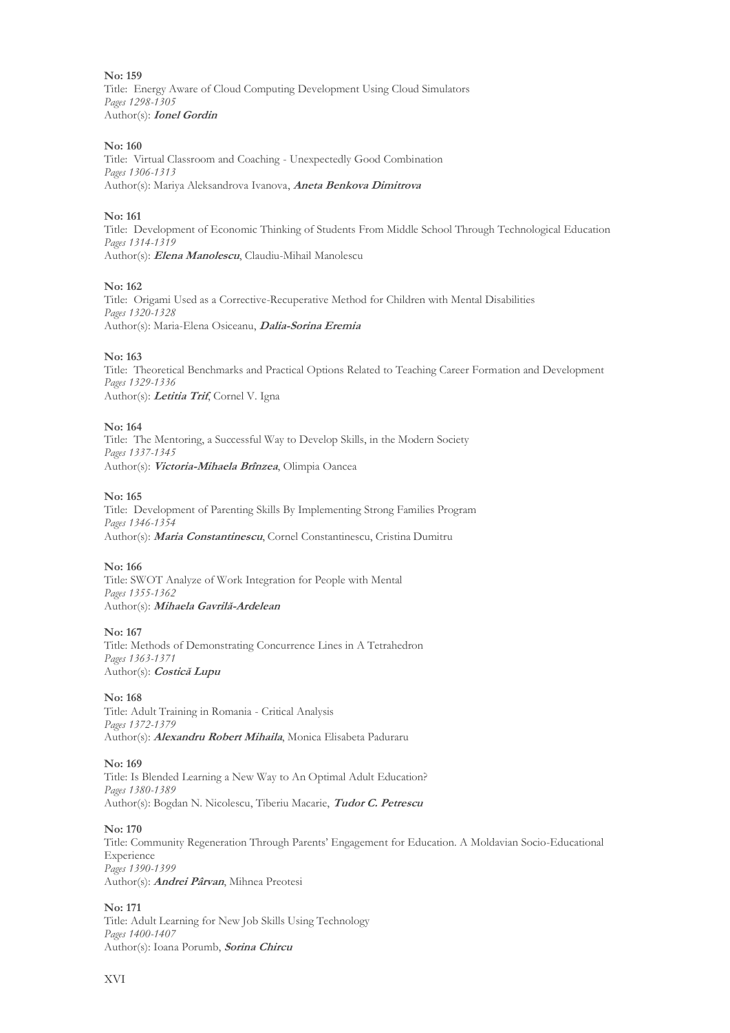**No: 159**
Title: Energy Aware of Cloud Computing Development Using Cloud Simulators
*Pages 1298-1305*
Author(s): ***Ionel Gordin***

**No: 160**
Title: Virtual Classroom and Coaching - Unexpectedly Good Combination
*Pages 1306-1313*
Author(s): Mariya Aleksandrova Ivanova, ***Aneta Benkova Dimitrova***

**No: 161**
Title: Development of Economic Thinking of Students From Middle School Through Technological Education
*Pages 1314-1319*
Author(s): ***Elena Manolescu***, Claudiu-Mihail Manolescu

**No: 162**
Title: Origami Used as a Corrective-Recuperative Method for Children with Mental Disabilities
*Pages 1320-1328*
Author(s): Maria-Elena Osiceanu, ***Dalia-Sorina Eremia***

**No: 163**
Title: Theoretical Benchmarks and Practical Options Related to Teaching Career Formation and Development
*Pages 1329-1336*
Author(s): ***Letitia Trif***, Cornel V. Igna

**No: 164**
Title: The Mentoring, a Successful Way to Develop Skills, in the Modern Society
*Pages 1337-1345*
Author(s): ***Victoria-Mihaela Brînzea***, Olimpia Oancea

**No: 165**
Title: Development of Parenting Skills By Implementing Strong Families Program
*Pages 1346-1354*
Author(s): ***Maria Constantinescu***, Cornel Constantinescu, Cristina Dumitru

**No: 166**
Title: SWOT Analyze of Work Integration for People with Mental
*Pages 1355-1362*
Author(s): ***Mihaela Gavrilă-Ardelean***

**No: 167**
Title: Methods of Demonstrating Concurrence Lines in A Tetrahedron
*Pages 1363-1371*
Author(s): ***Costică Lupu***

**No: 168**
Title: Adult Training in Romania - Critical Analysis
*Pages 1372-1379*
Author(s): ***Alexandru Robert Mihaila***, Monica Elisabeta Paduraru

**No: 169**
Title: Is Blended Learning a New Way to An Optimal Adult Education?
*Pages 1380-1389*
Author(s): Bogdan N. Nicolescu, Tiberiu Macarie, ***Tudor C. Petrescu***

**No: 170**
Title: Community Regeneration Through Parents' Engagement for Education. A Moldavian Socio-Educational Experience
*Pages 1390-1399*
Author(s): ***Andrei Pârvan***, Mihnea Preotesi

**No: 171**
Title: Adult Learning for New Job Skills Using Technology
*Pages 1400-1407*
Author(s): Ioana Porumb, ***Sorina Chircu***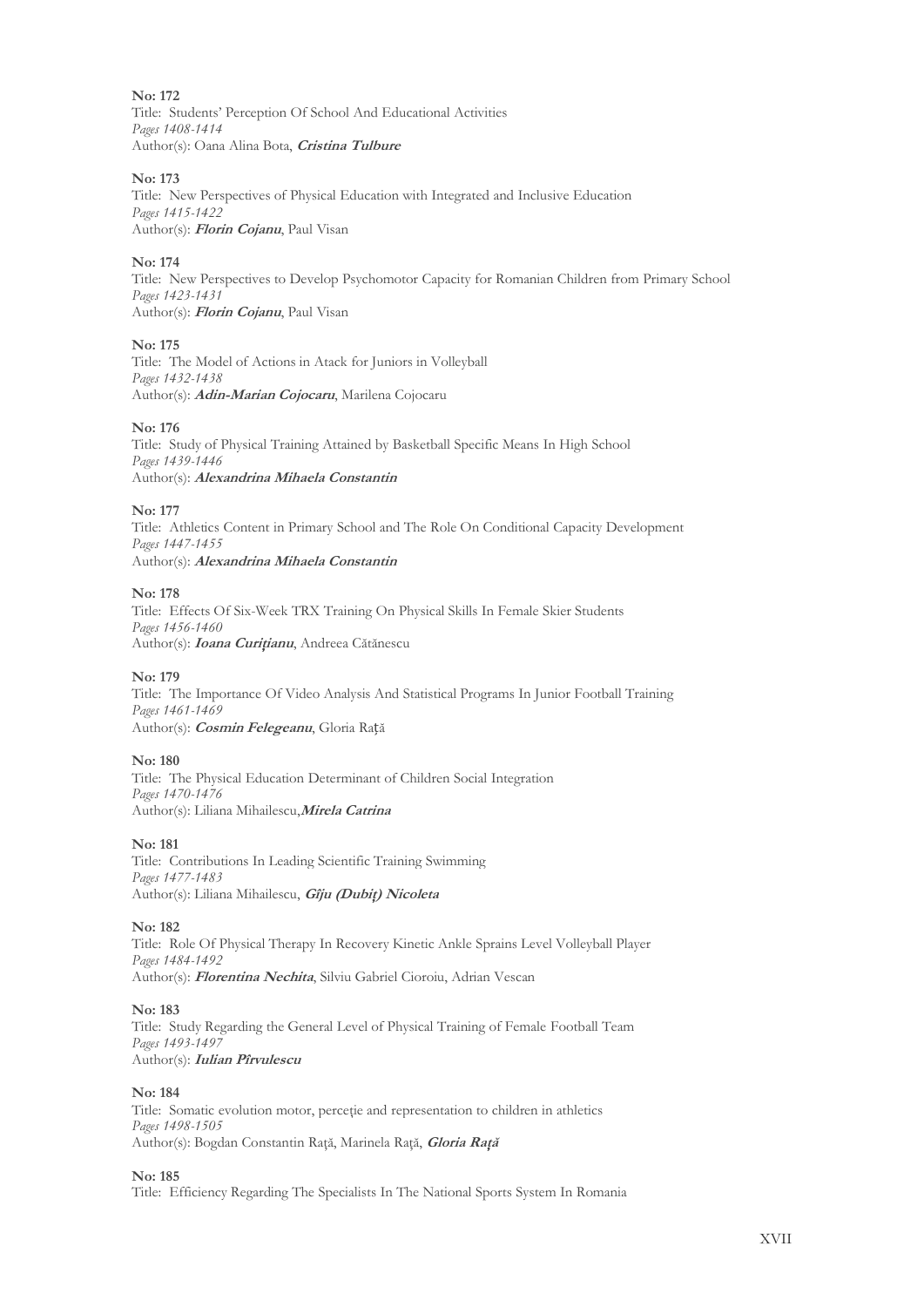**No: 172**
Title: Students' Perception Of School And Educational Activities
*Pages 1408-1414*
Author(s): Oana Alina Bota, ***Cristina Tulbure***

**No: 173**
Title: New Perspectives of Physical Education with Integrated and Inclusive Education
*Pages 1415-1422*
Author(s): ***Florin Cojanu***, Paul Visan

**No: 174**
Title: New Perspectives to Develop Psychomotor Capacity for Romanian Children from Primary School
*Pages 1423-1431*
Author(s): ***Florin Cojanu***, Paul Visan

**No: 175**
Title: The Model of Actions in Atack for Juniors in Volleyball
*Pages 1432-1438*
Author(s): ***Adin-Marian Cojocaru***, Marilena Cojocaru

**No: 176**
Title: Study of Physical Training Attained by Basketball Specific Means In High School
*Pages 1439-1446*
Author(s): ***Alexandrina Mihaela Constantin***

**No: 177**
Title: Athletics Content in Primary School and The Role On Conditional Capacity Development
*Pages 1447-1455*
Author(s): ***Alexandrina Mihaela Constantin***

**No: 178**
Title: Effects Of Six-Week TRX Training On Physical Skills In Female Skier Students
*Pages 1456-1460*
Author(s): ***Ioana Curițianu***, Andreea Cătănescu

**No: 179**
Title: The Importance Of Video Analysis And Statistical Programs In Junior Football Training
*Pages 1461-1469*
Author(s): ***Cosmin Felegeanu***, Gloria Rață

**No: 180**
Title: The Physical Education Determinant of Children Social Integration
*Pages 1470-1476*
Author(s): Liliana Mihailescu,***Mirela Catrina***

**No: 181**
Title: Contributions In Leading Scientific Training Swimming
*Pages 1477-1483*
Author(s): Liliana Mihailescu, ***Gîju (Dubiţ) Nicoleta***

**No: 182**
Title: Role Of Physical Therapy In Recovery Kinetic Ankle Sprains Level Volleyball Player
*Pages 1484-1492*
Author(s): ***Florentina Nechita***, Silviu Gabriel Cioroiu, Adrian Vescan

**No: 183**
Title: Study Regarding the General Level of Physical Training of Female Football Team
*Pages 1493-1497*
Author(s): ***Iulian Pîrvulescu***

**No: 184**
Title: Somatic evolution motor, percepție and representation to children in athletics
*Pages 1498-1505*
Author(s): Bogdan Constantin Raţă, Marinela Raţă, ***Gloria Rață***

**No: 185**
Title: Efficiency Regarding The Specialists In The National Sports System In Romania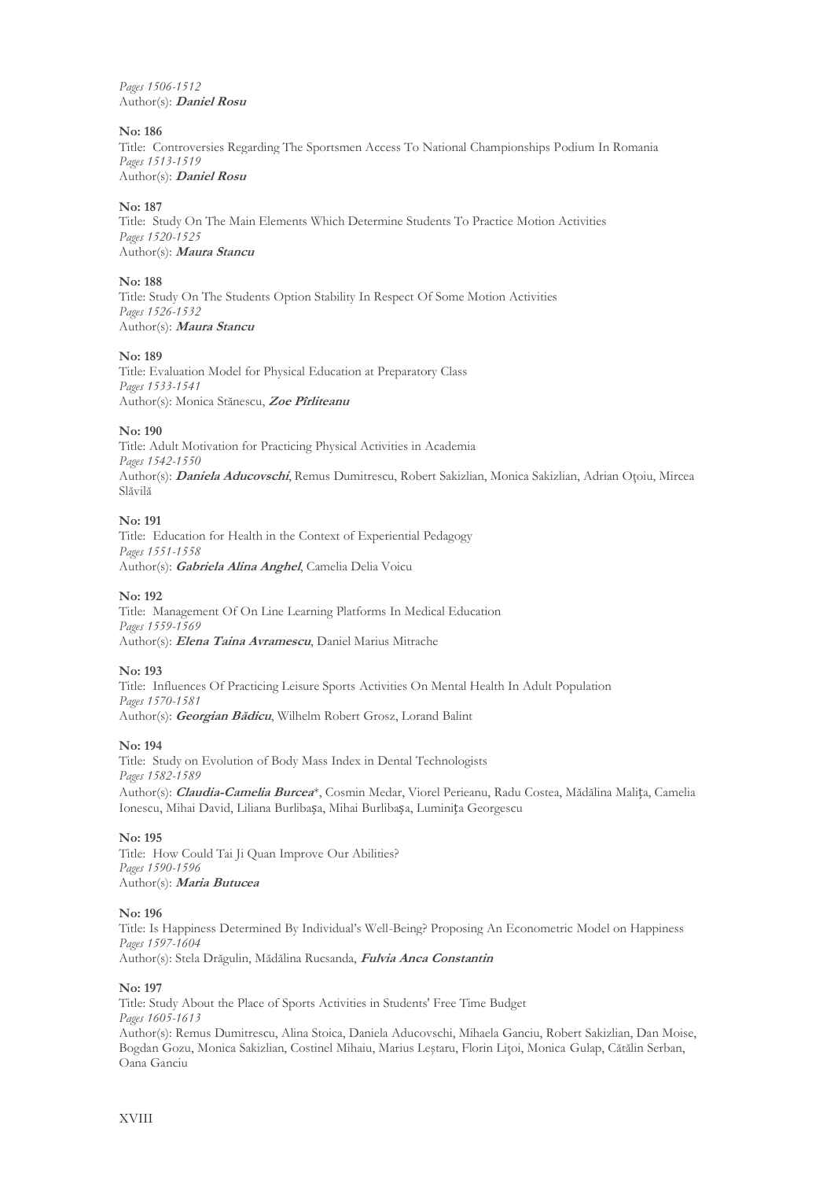*Pages 1506-1512*
Author(s): ***Daniel Rosu***

**No: 186**
Title: Controversies Regarding The Sportsmen Access To National Championships Podium In Romania
*Pages 1513-1519*
Author(s): ***Daniel Rosu***

**No: 187**
Title: Study On The Main Elements Which Determine Students To Practice Motion Activities
*Pages 1520-1525*
Author(s): ***Maura Stancu***

**No: 188**
Title: Study On The Students Option Stability In Respect Of Some Motion Activities
*Pages 1526-1532*
Author(s): ***Maura Stancu***

**No: 189**
Title: Evaluation Model for Physical Education at Preparatory Class
*Pages 1533-1541*
Author(s): Monica Stănescu, ***Zoe Pîrliteanu***

**No: 190**
Title: Adult Motivation for Practicing Physical Activities in Academia
*Pages 1542-1550*
Author(s): ***Daniela Aducovschi***, Remus Dumitrescu, Robert Sakizlian, Monica Sakizlian, Adrian Oțoiu, Mircea Slăvilă

**No: 191**
Title: Education for Health in the Context of Experiential Pedagogy
*Pages 1551-1558*
Author(s): ***Gabriela Alina Anghel***, Camelia Delia Voicu

**No: 192**
Title: Management Of On Line Learning Platforms In Medical Education
*Pages 1559-1569*
Author(s): ***Elena Taina Avramescu***, Daniel Marius Mitrache

**No: 193**
Title: Influences Of Practicing Leisure Sports Activities On Mental Health In Adult Population
*Pages 1570-1581*
Author(s): ***Georgian Bădicu***, Wilhelm Robert Grosz, Lorand Balint

**No: 194**
Title: Study on Evolution of Body Mass Index in Dental Technologists
*Pages 1582-1589*
Author(s): ***Claudia-Camelia Burcea****, Cosmin Medar, Viorel Perieanu, Radu Costea, Mădălina Malița, Camelia Ionescu, Mihai David, Liliana Burlibaşa, Mihai Burlibaşa, Luminița Georgescu

**No: 195**
Title: How Could Tai Ji Quan Improve Our Abilities?
*Pages 1590-1596*
Author(s): ***Maria Butucea***

**No: 196**
Title: Is Happiness Determined By Individual's Well-Being? Proposing An Econometric Model on Happiness
*Pages 1597-1604*
Author(s): Stela Drăgulin, Mădălina Rucsanda, ***Fulvia Anca Constantin***

**No: 197**
Title: Study About the Place of Sports Activities in Students' Free Time Budget
*Pages 1605-1613*
Author(s): Remus Dumitrescu, Alina Stoica, Daniela Aducovschi, Mihaela Ganciu, Robert Sakizlian, Dan Moise, Bogdan Gozu, Monica Sakizlian, Costinel Mihaiu, Marius Leștaru, Florin Lițoi, Monica Gulap, Cătălin Serban, Oana Ganciu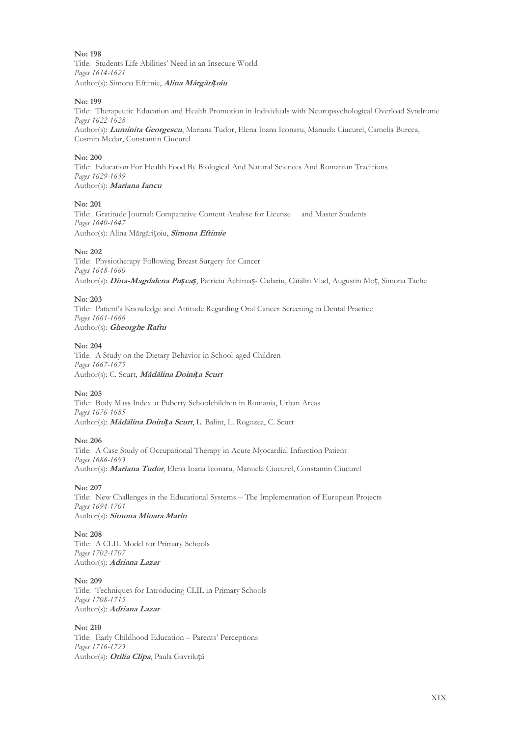**No: 198**
Title: Students Life Abilities' Need in an Insecure World
*Pages 1614-1621*
Author(s): Simona Eftimie, ***Alina Mărgăriţoiu***

**No: 199**
Title: Therapeutic Education and Health Promotion in Individuals with Neuropsychological Overload Syndrome
*Pages 1622-1628*
Author(s): ***Luminita Georgescu***, Mariana Tudor, Elena Ioana Iconaru, Manuela Ciucurel, Camelia Burcea, Cosmin Medar, Constantin Ciucurel

**No: 200**
Title: Education For Health Food By Biological And Natural Sciences And Romanian Traditions
*Pages 1629-1639*
Author(s): ***Mariana Iancu***

**No: 201**
Title: Gratitude Journal: Comparative Content Analyse for License and Master Students
*Pages 1640-1647*
Author(s): Alina Mărgăriţoiu, ***Simona Eftimie***

**No: 202**
Title: Physiotherapy Following Breast Surgery for Cancer
*Pages 1648-1660*
Author(s): ***Dina-Magdalena Puşcaş***, Patriciu Achimaş- Cadariu, Cătălin Vlad, Augustin Moţ, Simona Tache

**No: 203**
Title: Patient's Knowledge and Attitude Regarding Oral Cancer Screening in Dental Practice
*Pages 1661-1666*
Author(s): ***Gheorghe Raftu***

**No: 204**
Title: A Study on the Dietary Behavior in School-aged Children
*Pages 1667-1675*
Author(s): C. Scurt, ***Mădălina Doiniţa Scurt***

**No: 205**
Title: Body Mass Index at Puberty Schoolchildren in Romania, Urban Areas
*Pages 1676-1685*
Author(s): ***Mădălina Doiniţa Scurt***, L. Balint, L. Rogozea, C. Scurt

**No: 206**
Title: A Case Study of Occupational Therapy in Acute Myocardial Infarction Patient
*Pages 1686-1693*
Author(s): ***Mariana Tudor***, Elena Ioana Iconaru, Manuela Ciucurel, Constantin Ciucurel

**No: 207**
Title: New Challenges in the Educational Systems – The Implementation of European Projects
*Pages 1694-1701*
Author(s): ***Simona Mioara Marin***

**No: 208**
Title: A CLIL Model for Primary Schools
*Pages 1702-1707*
Author(s): ***Adriana Lazar***

**No: 209**
Title: Techniques for Introducing CLIL in Primary Schools
*Pages 1708-1715*
Author(s): ***Adriana Lazar***

**No: 210**
Title: Early Childhood Education – Parents' Perceptions
*Pages 1716-1723*
Author(s): ***Otilia Clipa***, Paula Gavriluţă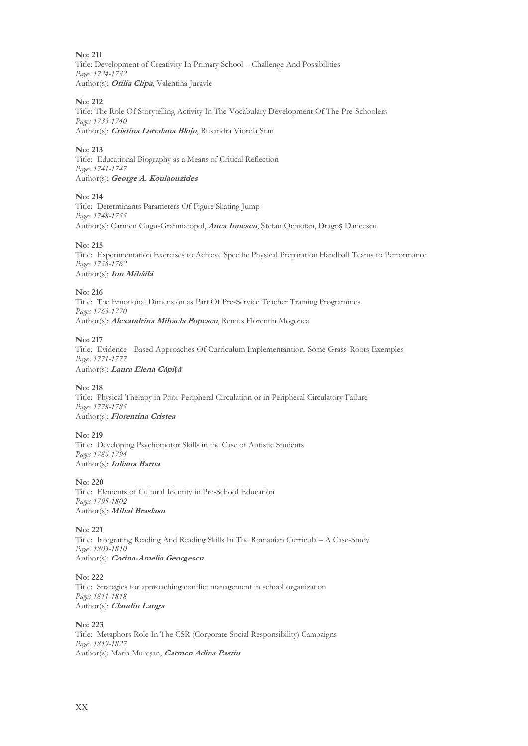**No: 211**
Title: Development of Creativity In Primary School – Challenge And Possibilities
*Pages 1724-1732*
Author(s): ***Otilia Clipa***, Valentina Juravle

**No: 212**
Title: The Role Of Storytelling Activity In The Vocabulary Development Of The Pre-Schoolers
*Pages 1733-1740*
Author(s): ***Cristina Loredana Bloju***, Ruxandra Viorela Stan

**No: 213**
Title: Educational Biography as a Means of Critical Reflection
*Pages 1741-1747*
Author(s): ***George A. Koulaouzides***

**No: 214**
Title: Determinants Parameters Of Figure Skating Jump
*Pages 1748-1755*
Author(s): Carmen Gugu-Gramnatopol, ***Anca Ionescu***, Ştefan Ochiotan, Dragoş Dăncescu

**No: 215**
Title: Experimentation Exercises to Achieve Specific Physical Preparation Handball Teams to Performance
*Pages 1756-1762*
Author(s): ***Ion Mihăilă***

**No: 216**
Title: The Emotional Dimension as Part Of Pre-Service Teacher Training Programmes
*Pages 1763-1770*
Author(s): ***Alexandrina Mihaela Popescu***, Remus Florentin Mogonea

**No: 217**
Title: Evidence - Based Approaches Of Curriculum Implementantion. Some Grass-Roots Exemples
*Pages 1771-1777*
Author(s): ***Laura Elena Căpiţă***

**No: 218**
Title: Physical Therapy in Poor Peripheral Circulation or in Peripheral Circulatory Failure
*Pages 1778-1785*
Author(s): ***Florentina Cristea***

**No: 219**
Title: Developing Psychomotor Skills in the Case of Autistic Students
*Pages 1786-1794*
Author(s): ***Iuliana Barna***

**No: 220**
Title: Elements of Cultural Identity in Pre-School Education
*Pages 1795-1802*
Author(s): ***Mihai Braslasu***

**No: 221**
Title: Integrating Reading And Reading Skills In The Romanian Curricula – A Case-Study
*Pages 1803-1810*
Author(s): ***Corina-Amelia Georgescu***

**No: 222**
Title: Strategies for approaching conflict management in school organization
*Pages 1811-1818*
Author(s): ***Claudiu Langa***

**No: 223**
Title: Metaphors Role In The CSR (Corporate Social Responsibility) Campaigns
*Pages 1819-1827*
Author(s): Maria Mureșan, ***Carmen Adina Pastiu***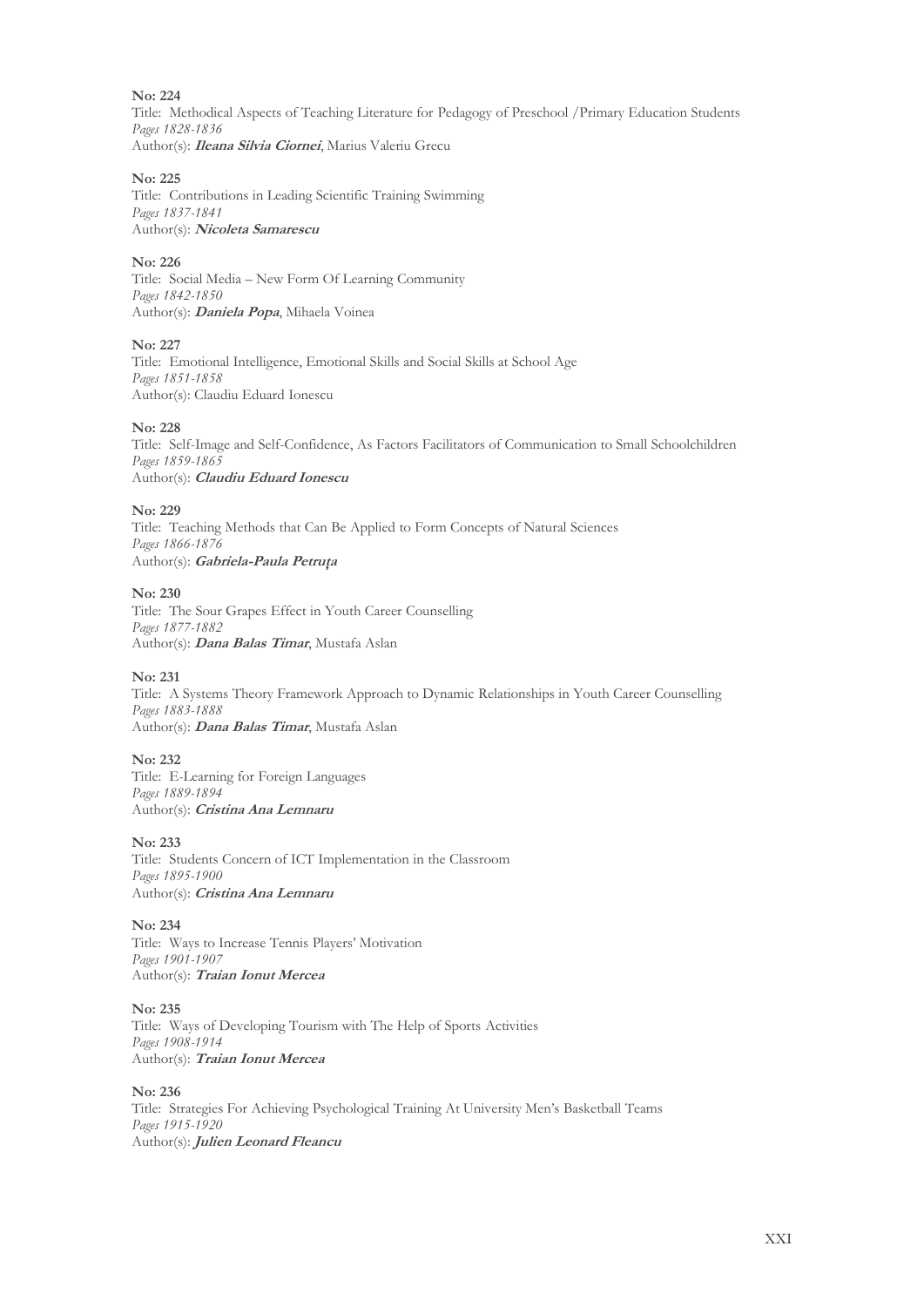**No: 224**
Title: Methodical Aspects of Teaching Literature for Pedagogy of Preschool /Primary Education Students
*Pages 1828-1836*
Author(s): ***Ileana Silvia Ciornei***, Marius Valeriu Grecu

**No: 225**
Title: Contributions in Leading Scientific Training Swimming
*Pages 1837-1841*
Author(s): ***Nicoleta Samarescu***

**No: 226**
Title: Social Media – New Form Of Learning Community
*Pages 1842-1850*
Author(s): ***Daniela Popa***, Mihaela Voinea

**No: 227**
Title: Emotional Intelligence, Emotional Skills and Social Skills at School Age
*Pages 1851-1858*
Author(s): Claudiu Eduard Ionescu

**No: 228**
Title: Self-Image and Self-Confidence, As Factors Facilitators of Communication to Small Schoolchildren
*Pages 1859-1865*
Author(s): ***Claudiu Eduard Ionescu***

**No: 229**
Title: Teaching Methods that Can Be Applied to Form Concepts of Natural Sciences
*Pages 1866-1876*
Author(s): ***Gabriela-Paula Petruța***

**No: 230**
Title: The Sour Grapes Effect in Youth Career Counselling
*Pages 1877-1882*
Author(s): ***Dana Balas Timar***, Mustafa Aslan

**No: 231**
Title: A Systems Theory Framework Approach to Dynamic Relationships in Youth Career Counselling
*Pages 1883-1888*
Author(s): ***Dana Balas Timar***, Mustafa Aslan

**No: 232**
Title: E-Learning for Foreign Languages
*Pages 1889-1894*
Author(s): ***Cristina Ana Lemnaru***

**No: 233**
Title: Students Concern of ICT Implementation in the Classroom
*Pages 1895-1900*
Author(s): ***Cristina Ana Lemnaru***

**No: 234**
Title: Ways to Increase Tennis Players' Motivation
*Pages 1901-1907*
Author(s): ***Traian Ionut Mercea***

**No: 235**
Title: Ways of Developing Tourism with The Help of Sports Activities
*Pages 1908-1914*
Author(s): ***Traian Ionut Mercea***

**No: 236**
Title: Strategies For Achieving Psychological Training At University Men's Basketball Teams
*Pages 1915-1920*
Author(s): ***Julien Leonard Fleancu***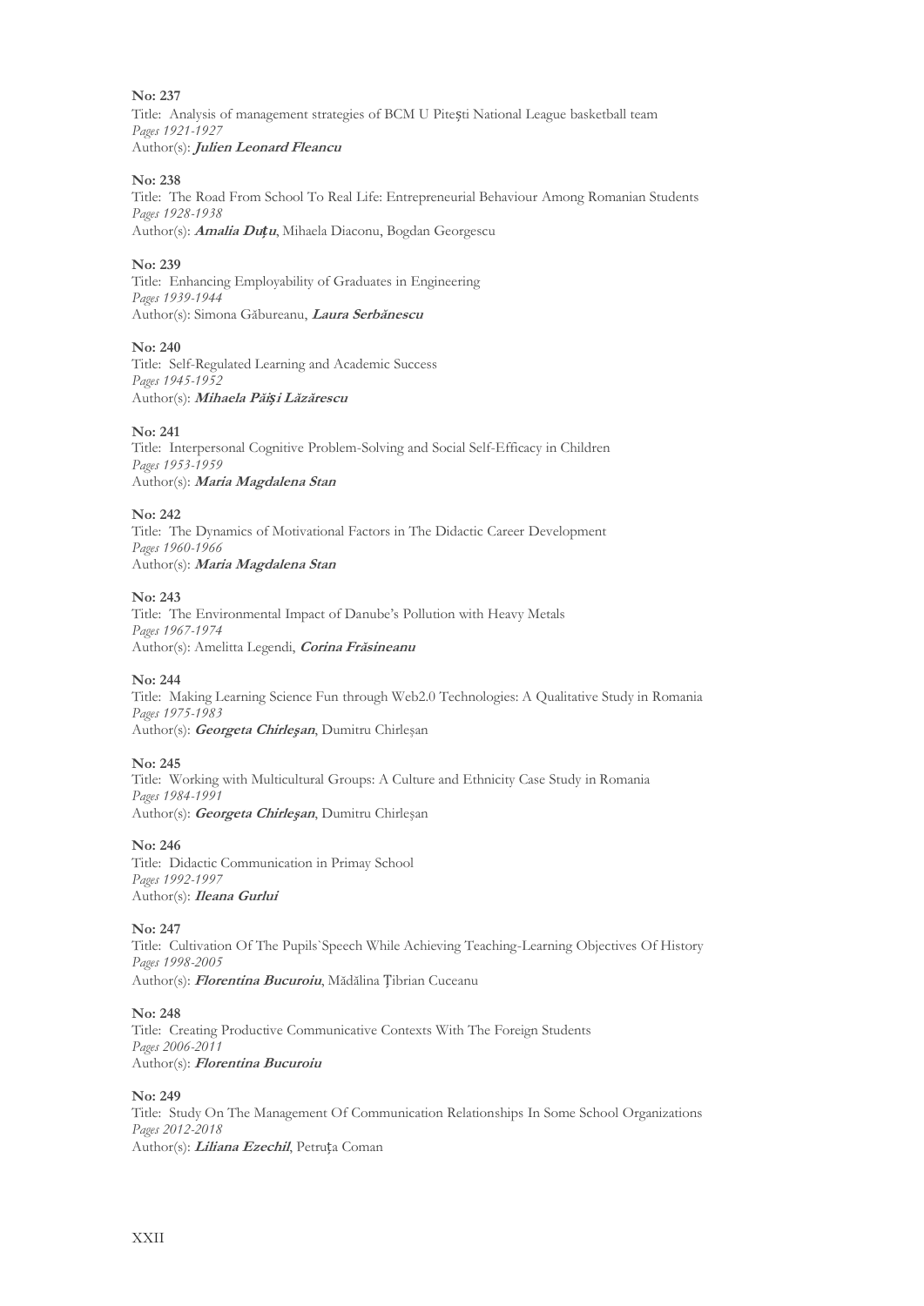**No: 237**
Title: Analysis of management strategies of BCM U Pitești National League basketball team
*Pages 1921-1927*
Author(s): ***Julien Leonard Fleancu***

**No: 238**
Title: The Road From School To Real Life: Entrepreneurial Behaviour Among Romanian Students
*Pages 1928-1938*
Author(s): ***Amalia Duțu***, Mihaela Diaconu, Bogdan Georgescu

**No: 239**
Title: Enhancing Employability of Graduates in Engineering
*Pages 1939-1944*
Author(s): Simona Găbureanu, ***Laura Serbănescu***

**No: 240**
Title: Self-Regulated Learning and Academic Success
*Pages 1945-1952*
Author(s): ***Mihaela Păişi Lăzărescu***

**No: 241**
Title: Interpersonal Cognitive Problem-Solving and Social Self-Efficacy in Children
*Pages 1953-1959*
Author(s): ***Maria Magdalena Stan***

**No: 242**
Title: The Dynamics of Motivational Factors in The Didactic Career Development
*Pages 1960-1966*
Author(s): ***Maria Magdalena Stan***

**No: 243**
Title: The Environmental Impact of Danube's Pollution with Heavy Metals
*Pages 1967-1974*
Author(s): Amelitta Legendi, ***Corina Frăsineanu***

**No: 244**
Title: Making Learning Science Fun through Web2.0 Technologies: A Qualitative Study in Romania
*Pages 1975-1983*
Author(s): ***Georgeta Chirleşan***, Dumitru Chirleşan

**No: 245**
Title: Working with Multicultural Groups: A Culture and Ethnicity Case Study in Romania
*Pages 1984-1991*
Author(s): ***Georgeta Chirleşan***, Dumitru Chirleşan

**No: 246**
Title: Didactic Communication in Primay School
*Pages 1992-1997*
Author(s): ***Ileana Gurlui***

**No: 247**
Title: Cultivation Of The Pupils`Speech While Achieving Teaching-Learning Objectives Of History
*Pages 1998-2005*
Author(s): ***Florentina Bucuroiu***, Mădălina Țibrian Cuceanu

**No: 248**
Title: Creating Productive Communicative Contexts With The Foreign Students
*Pages 2006-2011*
Author(s): ***Florentina Bucuroiu***

**No: 249**
Title: Study On The Management Of Communication Relationships In Some School Organizations
*Pages 2012-2018*
Author(s): ***Liliana Ezechil***, Petruța Coman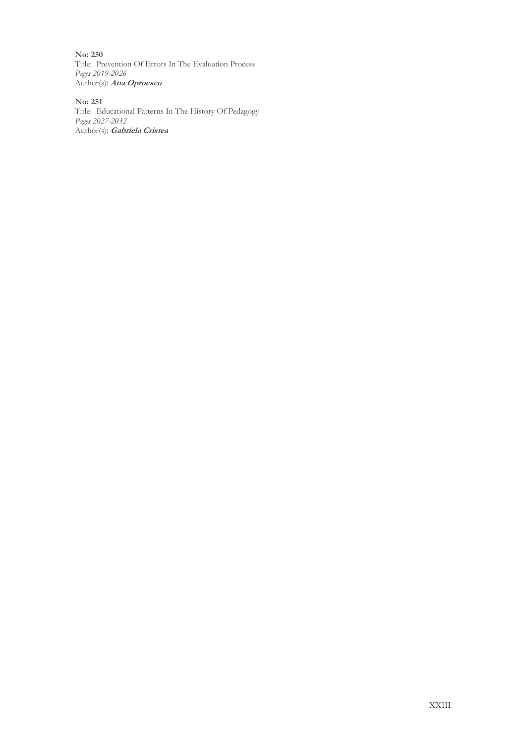**No: 250**
Title: Prevention Of Errors In The Evaluation Process
*Pages 2019-2026*
Author(s): ***Ana Oproescu***

**No: 251**
Title: Educational Patterns In The History Of Pedagogy
*Pages 2027-2032*
Author(s): ***Gabriela Cristea***